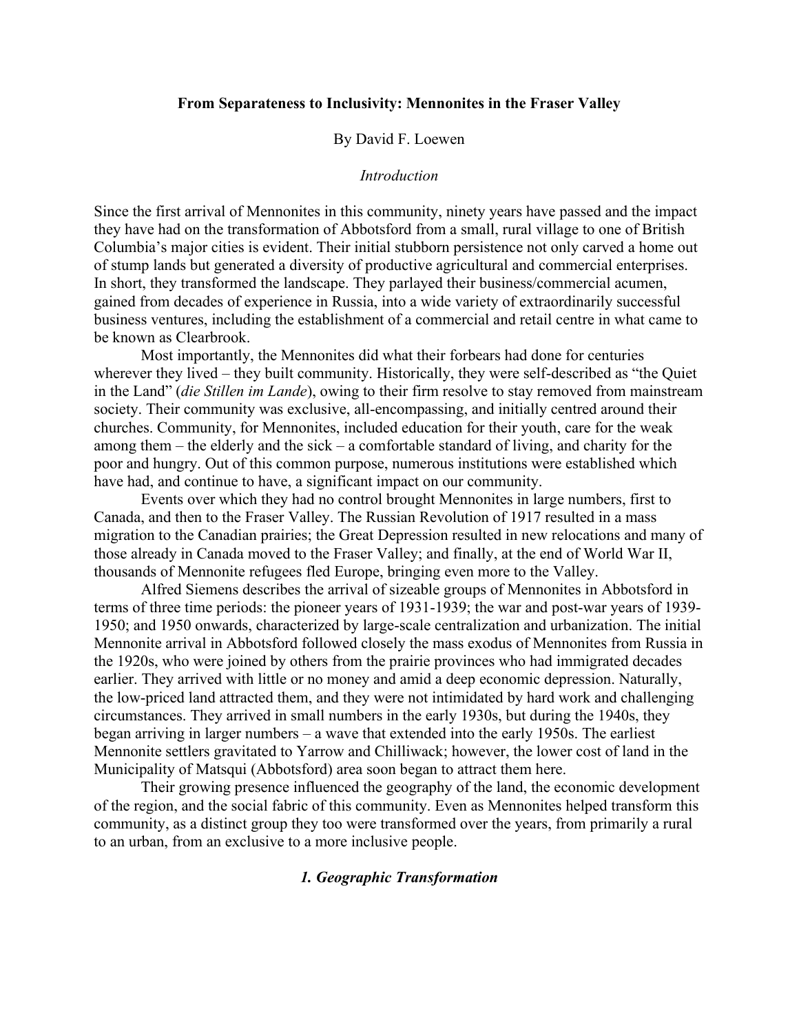# From Separateness to Inclusivity: Mennonites in the Fraser Valley

By David F. Loewen

*Introduction*

Since the first arrival of Mennonites in this community, ninety years have passed and the impact they have had on the transformation of Abbotsford from a small, rural village to one of British Columbia's major cities is evident. Their initial stubborn persistence not only carved a home out of stump lands but generated a diversity of productive agricultural and commercial enterprises. In short, they transformed the landscape. They parlayed their business/commercial acumen, gained from decades of experience in Russia, into a wide variety of extraordinarily successful business ventures, including the establishment of a commercial and retail centre in what came to be known as Clearbrook.

Most importantly, the Mennonites did what their forbears had done for centuries wherever they lived – they built community. Historically, they were self-described as "the Quiet in the Land" (*die Stillen im Lande*), owing to their firm resolve to stay removed from mainstream society. Their community was exclusive, all-encompassing, and initially centred around their churches. Community, for Mennonites, included education for their youth, care for the weak among them – the elderly and the sick – a comfortable standard of living, and charity for the poor and hungry. Out of this common purpose, numerous institutions were established which have had, and continue to have, a significant impact on our community.

Events over which they had no control brought Mennonites in large numbers, first to Canada, and then to the Fraser Valley. The Russian Revolution of 1917 resulted in a mass migration to the Canadian prairies; the Great Depression resulted in new relocations and many of those already in Canada moved to the Fraser Valley; and finally, at the end of World War II, thousands of Mennonite refugees fled Europe, bringing even more to the Valley.

Alfred Siemens describes the arrival of sizeable groups of Mennonites in Abbotsford in terms of three time periods: the pioneer years of 1931-1939; the war and post-war years of 1939-1950; and 1950 onwards, characterized by large-scale centralization and urbanization. The initial Mennonite arrival in Abbotsford followed closely the mass exodus of Mennonites from Russia in the 1920s, who were joined by others from the prairie provinces who had immigrated decades earlier. They arrived with little or no money and amid a deep economic depression. Naturally, the low-priced land attracted them, and they were not intimidated by hard work and challenging circumstances. They arrived in small numbers in the early 1930s, but during the 1940s, they began arriving in larger numbers – a wave that extended into the early 1950s. The earliest Mennonite settlers gravitated to Yarrow and Chilliwack; however, the lower cost of land in the Municipality of Matsqui (Abbotsford) area soon began to attract them here.

Their growing presence influenced the geography of the land, the economic development of the region, and the social fabric of this community. Even as Mennonites helped transform this community, as a distinct group they too were transformed over the years, from primarily a rural to an urban, from an exclusive to a more inclusive people.

## *1. Geographic Transformation*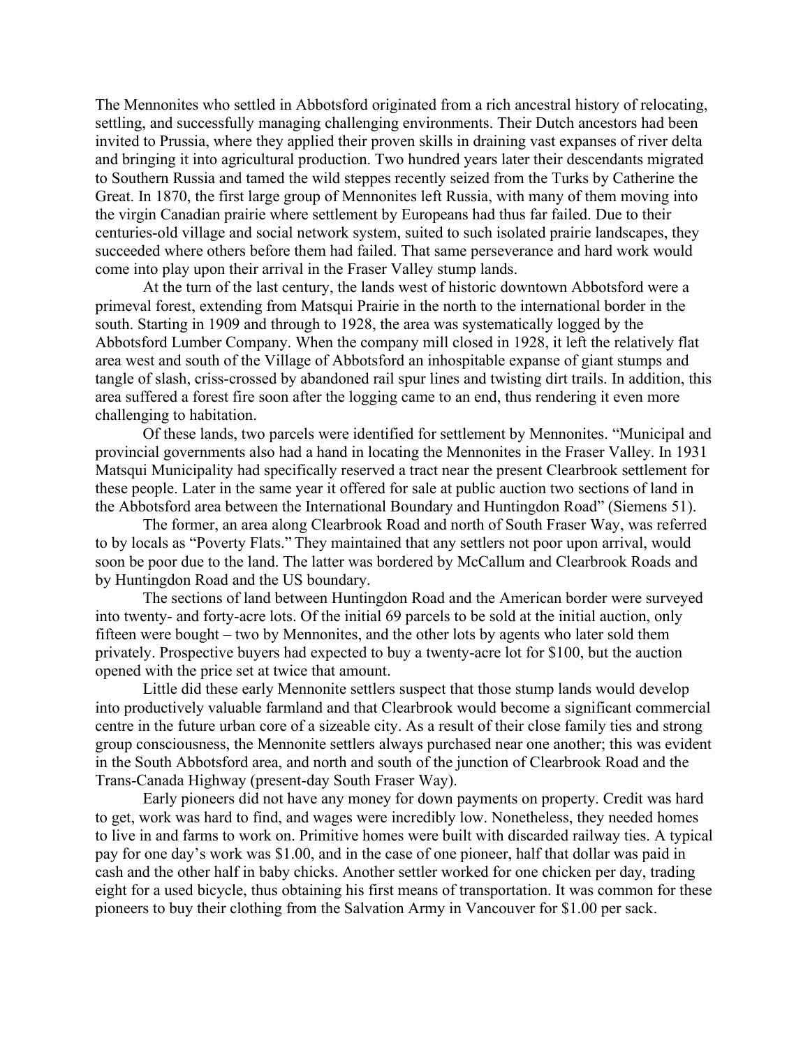The Mennonites who settled in Abbotsford originated from a rich ancestral history of relocating, settling, and successfully managing challenging environments. Their Dutch ancestors had been invited to Prussia, where they applied their proven skills in draining vast expanses of river delta and bringing it into agricultural production. Two hundred years later their descendants migrated to Southern Russia and tamed the wild steppes recently seized from the Turks by Catherine the Great. In 1870, the first large group of Mennonites left Russia, with many of them moving into the virgin Canadian prairie where settlement by Europeans had thus far failed. Due to their centuries-old village and social network system, suited to such isolated prairie landscapes, they succeeded where others before them had failed. That same perseverance and hard work would come into play upon their arrival in the Fraser Valley stump lands.

At the turn of the last century, the lands west of historic downtown Abbotsford were a primeval forest, extending from Matsqui Prairie in the north to the international border in the south. Starting in 1909 and through to 1928, the area was systematically logged by the Abbotsford Lumber Company. When the company mill closed in 1928, it left the relatively flat area west and south of the Village of Abbotsford an inhospitable expanse of giant stumps and tangle of slash, criss-crossed by abandoned rail spur lines and twisting dirt trails. In addition, this area suffered a forest fire soon after the logging came to an end, thus rendering it even more challenging to habitation.

Of these lands, two parcels were identified for settlement by Mennonites. "Municipal and provincial governments also had a hand in locating the Mennonites in the Fraser Valley. In 1931 Matsqui Municipality had specifically reserved a tract near the present Clearbrook settlement for these people. Later in the same year it offered for sale at public auction two sections of land in the Abbotsford area between the International Boundary and Huntingdon Road" (Siemens 51).

The former, an area along Clearbrook Road and north of South Fraser Way, was referred to by locals as "Poverty Flats." They maintained that any settlers not poor upon arrival, would soon be poor due to the land. The latter was bordered by McCallum and Clearbrook Roads and by Huntingdon Road and the US boundary.

The sections of land between Huntingdon Road and the American border were surveyed into twenty- and forty-acre lots. Of the initial 69 parcels to be sold at the initial auction, only fifteen were bought – two by Mennonites, and the other lots by agents who later sold them privately. Prospective buyers had expected to buy a twenty-acre lot for $100, but the auction opened with the price set at twice that amount.

Little did these early Mennonite settlers suspect that those stump lands would develop into productively valuable farmland and that Clearbrook would become a significant commercial centre in the future urban core of a sizeable city. As a result of their close family ties and strong group consciousness, the Mennonite settlers always purchased near one another; this was evident in the South Abbotsford area, and north and south of the junction of Clearbrook Road and the Trans-Canada Highway (present-day South Fraser Way).

Early pioneers did not have any money for down payments on property. Credit was hard to get, work was hard to find, and wages were incredibly low. Nonetheless, they needed homes to live in and farms to work on. Primitive homes were built with discarded railway ties. A typical pay for one day's work was $1.00, and in the case of one pioneer, half that dollar was paid in cash and the other half in baby chicks. Another settler worked for one chicken per day, trading eight for a used bicycle, thus obtaining his first means of transportation. It was common for these pioneers to buy their clothing from the Salvation Army in Vancouver for $1.00 per sack.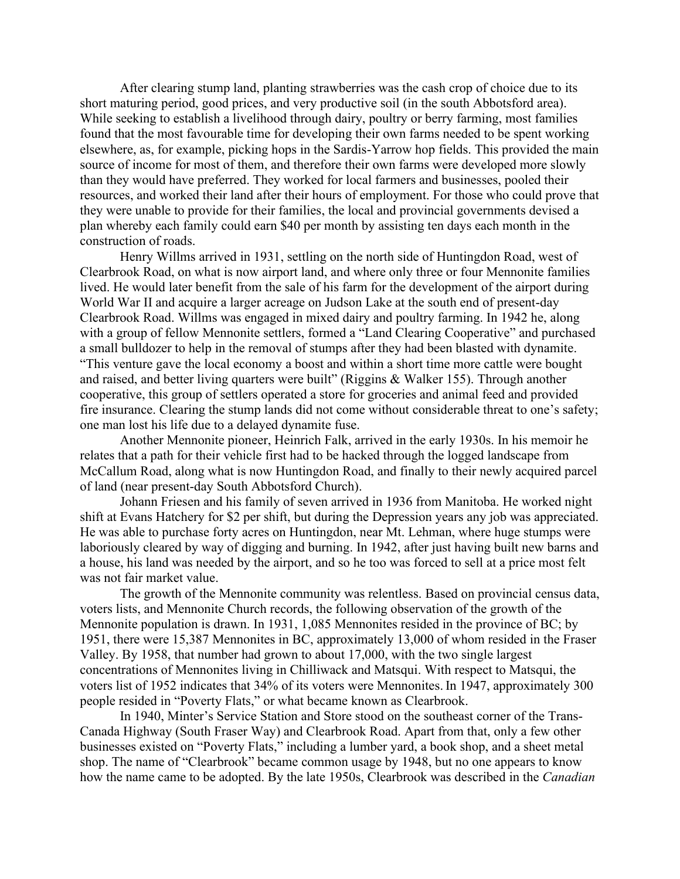After clearing stump land, planting strawberries was the cash crop of choice due to its short maturing period, good prices, and very productive soil (in the south Abbotsford area). While seeking to establish a livelihood through dairy, poultry or berry farming, most families found that the most favourable time for developing their own farms needed to be spent working elsewhere, as, for example, picking hops in the Sardis-Yarrow hop fields. This provided the main source of income for most of them, and therefore their own farms were developed more slowly than they would have preferred. They worked for local farmers and businesses, pooled their resources, and worked their land after their hours of employment. For those who could prove that they were unable to provide for their families, the local and provincial governments devised a plan whereby each family could earn $40 per month by assisting ten days each month in the construction of roads.

Henry Willms arrived in 1931, settling on the north side of Huntingdon Road, west of Clearbrook Road, on what is now airport land, and where only three or four Mennonite families lived. He would later benefit from the sale of his farm for the development of the airport during World War II and acquire a larger acreage on Judson Lake at the south end of present-day Clearbrook Road. Willms was engaged in mixed dairy and poultry farming. In 1942 he, along with a group of fellow Mennonite settlers, formed a "Land Clearing Cooperative" and purchased a small bulldozer to help in the removal of stumps after they had been blasted with dynamite. "This venture gave the local economy a boost and within a short time more cattle were bought and raised, and better living quarters were built" (Riggins & Walker 155). Through another cooperative, this group of settlers operated a store for groceries and animal feed and provided fire insurance. Clearing the stump lands did not come without considerable threat to one's safety; one man lost his life due to a delayed dynamite fuse.

Another Mennonite pioneer, Heinrich Falk, arrived in the early 1930s. In his memoir he relates that a path for their vehicle first had to be hacked through the logged landscape from McCallum Road, along what is now Huntingdon Road, and finally to their newly acquired parcel of land (near present-day South Abbotsford Church).

Johann Friesen and his family of seven arrived in 1936 from Manitoba. He worked night shift at Evans Hatchery for $2 per shift, but during the Depression years any job was appreciated. He was able to purchase forty acres on Huntingdon, near Mt. Lehman, where huge stumps were laboriously cleared by way of digging and burning. In 1942, after just having built new barns and a house, his land was needed by the airport, and so he too was forced to sell at a price most felt was not fair market value.

The growth of the Mennonite community was relentless. Based on provincial census data, voters lists, and Mennonite Church records, the following observation of the growth of the Mennonite population is drawn. In 1931, 1,085 Mennonites resided in the province of BC; by 1951, there were 15,387 Mennonites in BC, approximately 13,000 of whom resided in the Fraser Valley. By 1958, that number had grown to about 17,000, with the two single largest concentrations of Mennonites living in Chilliwack and Matsqui. With respect to Matsqui, the voters list of 1952 indicates that 34% of its voters were Mennonites. In 1947, approximately 300 people resided in "Poverty Flats," or what became known as Clearbrook.

In 1940, Minter's Service Station and Store stood on the southeast corner of the Trans-Canada Highway (South Fraser Way) and Clearbrook Road. Apart from that, only a few other businesses existed on "Poverty Flats," including a lumber yard, a book shop, and a sheet metal shop. The name of "Clearbrook" became common usage by 1948, but no one appears to know how the name came to be adopted. By the late 1950s, Clearbrook was described in the *Canadian*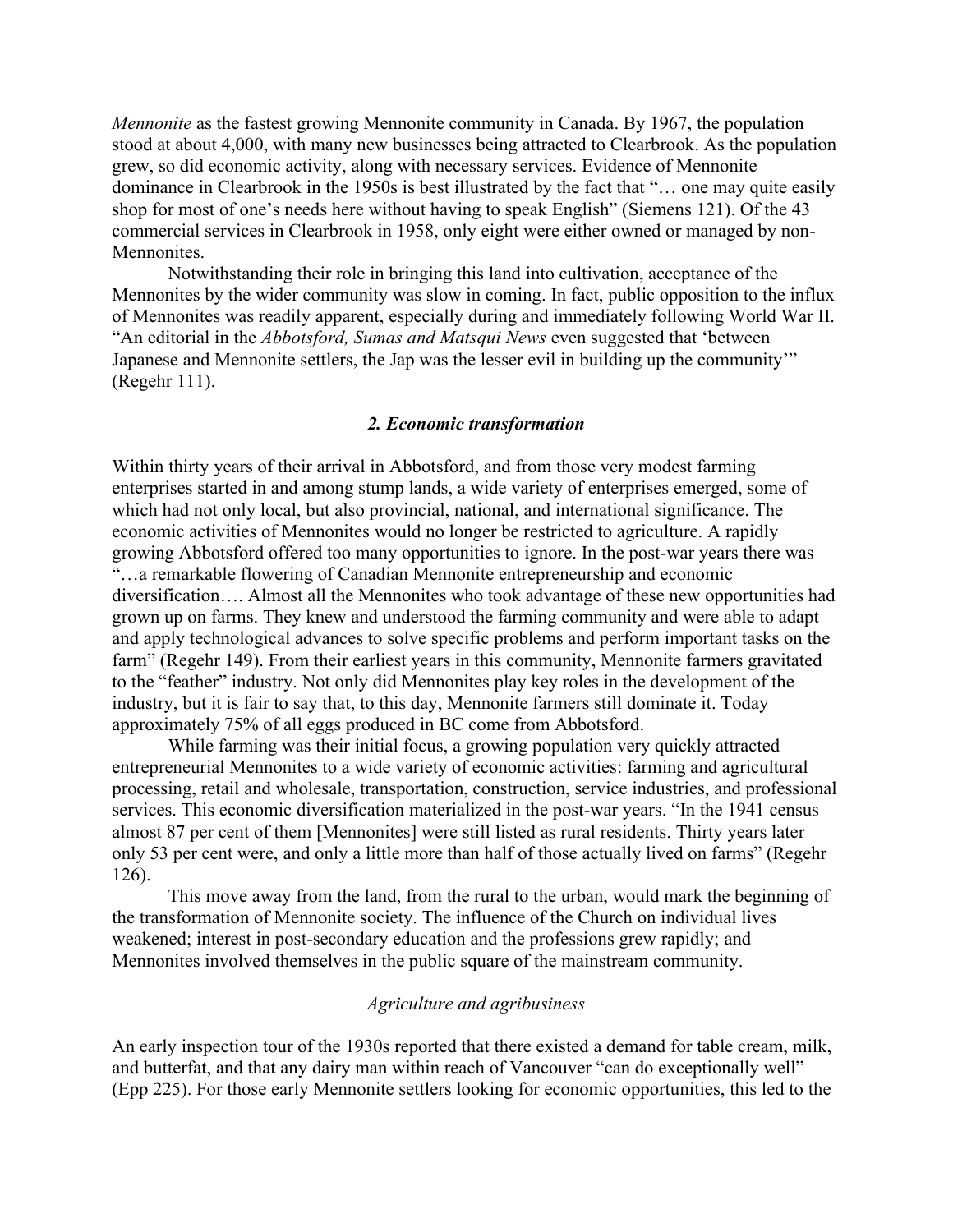*Mennonite* as the fastest growing Mennonite community in Canada. By 1967, the population stood at about 4,000, with many new businesses being attracted to Clearbrook. As the population grew, so did economic activity, along with necessary services. Evidence of Mennonite dominance in Clearbrook in the 1950s is best illustrated by the fact that "… one may quite easily shop for most of one's needs here without having to speak English" (Siemens 121). Of the 43 commercial services in Clearbrook in 1958, only eight were either owned or managed by non-Mennonites.

Notwithstanding their role in bringing this land into cultivation, acceptance of the Mennonites by the wider community was slow in coming. In fact, public opposition to the influx of Mennonites was readily apparent, especially during and immediately following World War II. "An editorial in the *Abbotsford, Sumas and Matsqui News* even suggested that 'between Japanese and Mennonite settlers, the Jap was the lesser evil in building up the community'" (Regehr 111).

### *2. Economic transformation*

Within thirty years of their arrival in Abbotsford, and from those very modest farming enterprises started in and among stump lands, a wide variety of enterprises emerged, some of which had not only local, but also provincial, national, and international significance. The economic activities of Mennonites would no longer be restricted to agriculture. A rapidly growing Abbotsford offered too many opportunities to ignore. In the post-war years there was "…a remarkable flowering of Canadian Mennonite entrepreneurship and economic diversification…. Almost all the Mennonites who took advantage of these new opportunities had grown up on farms. They knew and understood the farming community and were able to adapt and apply technological advances to solve specific problems and perform important tasks on the farm" (Regehr 149). From their earliest years in this community, Mennonite farmers gravitated to the "feather" industry. Not only did Mennonites play key roles in the development of the industry, but it is fair to say that, to this day, Mennonite farmers still dominate it. Today approximately 75% of all eggs produced in BC come from Abbotsford.

While farming was their initial focus, a growing population very quickly attracted entrepreneurial Mennonites to a wide variety of economic activities: farming and agricultural processing, retail and wholesale, transportation, construction, service industries, and professional services. This economic diversification materialized in the post-war years. "In the 1941 census almost 87 per cent of them [Mennonites] were still listed as rural residents. Thirty years later only 53 per cent were, and only a little more than half of those actually lived on farms" (Regehr 126).

This move away from the land, from the rural to the urban, would mark the beginning of the transformation of Mennonite society. The influence of the Church on individual lives weakened; interest in post-secondary education and the professions grew rapidly; and Mennonites involved themselves in the public square of the mainstream community.

#### *Agriculture and agribusiness*

An early inspection tour of the 1930s reported that there existed a demand for table cream, milk, and butterfat, and that any dairy man within reach of Vancouver "can do exceptionally well" (Epp 225). For those early Mennonite settlers looking for economic opportunities, this led to the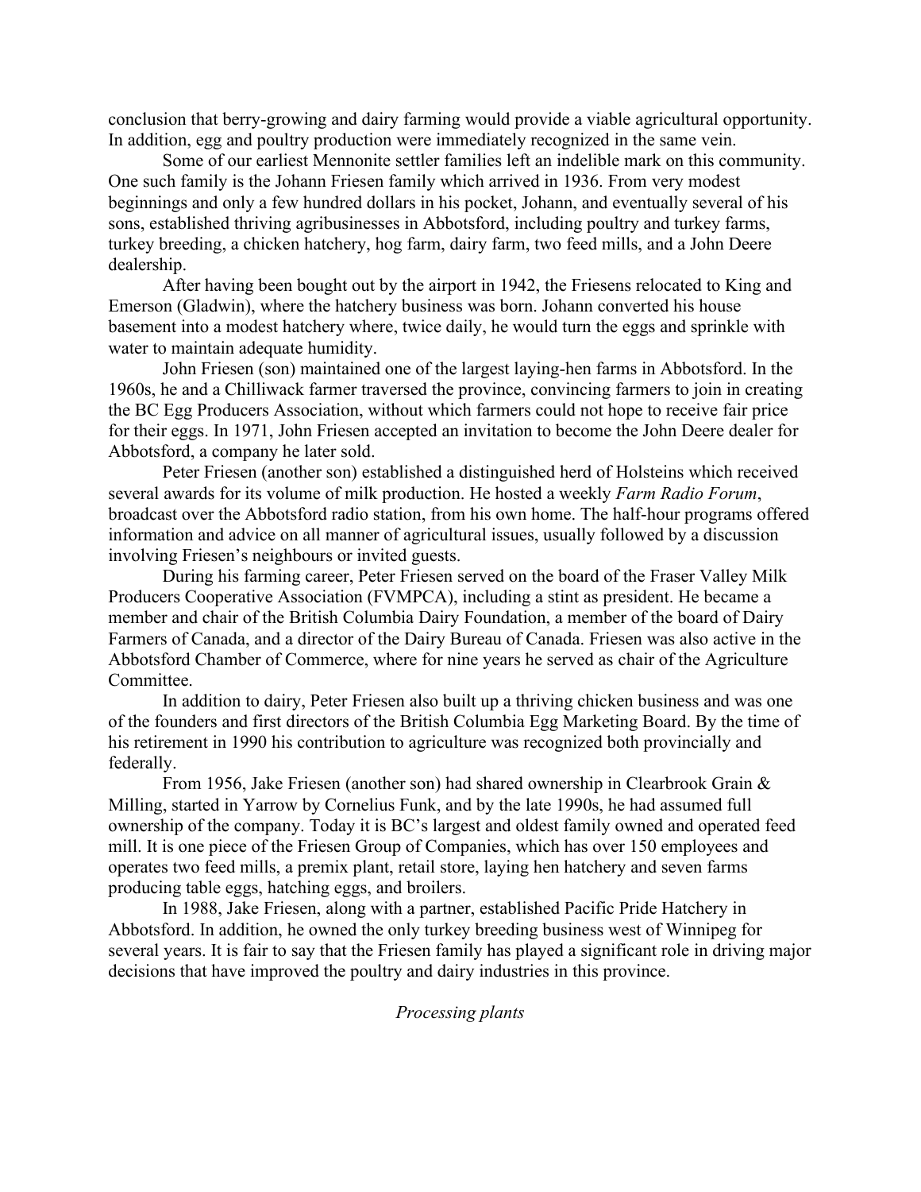conclusion that berry-growing and dairy farming would provide a viable agricultural opportunity. In addition, egg and poultry production were immediately recognized in the same vein.

Some of our earliest Mennonite settler families left an indelible mark on this community. One such family is the Johann Friesen family which arrived in 1936. From very modest beginnings and only a few hundred dollars in his pocket, Johann, and eventually several of his sons, established thriving agribusinesses in Abbotsford, including poultry and turkey farms, turkey breeding, a chicken hatchery, hog farm, dairy farm, two feed mills, and a John Deere dealership.

After having been bought out by the airport in 1942, the Friesens relocated to King and Emerson (Gladwin), where the hatchery business was born. Johann converted his house basement into a modest hatchery where, twice daily, he would turn the eggs and sprinkle with water to maintain adequate humidity.

John Friesen (son) maintained one of the largest laying-hen farms in Abbotsford. In the 1960s, he and a Chilliwack farmer traversed the province, convincing farmers to join in creating the BC Egg Producers Association, without which farmers could not hope to receive fair price for their eggs. In 1971, John Friesen accepted an invitation to become the John Deere dealer for Abbotsford, a company he later sold.

Peter Friesen (another son) established a distinguished herd of Holsteins which received several awards for its volume of milk production. He hosted a weekly *Farm Radio Forum*, broadcast over the Abbotsford radio station, from his own home. The half-hour programs offered information and advice on all manner of agricultural issues, usually followed by a discussion involving Friesen's neighbours or invited guests.

During his farming career, Peter Friesen served on the board of the Fraser Valley Milk Producers Cooperative Association (FVMPCA), including a stint as president. He became a member and chair of the British Columbia Dairy Foundation, a member of the board of Dairy Farmers of Canada, and a director of the Dairy Bureau of Canada. Friesen was also active in the Abbotsford Chamber of Commerce, where for nine years he served as chair of the Agriculture Committee.

In addition to dairy, Peter Friesen also built up a thriving chicken business and was one of the founders and first directors of the British Columbia Egg Marketing Board. By the time of his retirement in 1990 his contribution to agriculture was recognized both provincially and federally.

From 1956, Jake Friesen (another son) had shared ownership in Clearbrook Grain & Milling, started in Yarrow by Cornelius Funk, and by the late 1990s, he had assumed full ownership of the company. Today it is BC's largest and oldest family owned and operated feed mill. It is one piece of the Friesen Group of Companies, which has over 150 employees and operates two feed mills, a premix plant, retail store, laying hen hatchery and seven farms producing table eggs, hatching eggs, and broilers.

In 1988, Jake Friesen, along with a partner, established Pacific Pride Hatchery in Abbotsford. In addition, he owned the only turkey breeding business west of Winnipeg for several years. It is fair to say that the Friesen family has played a significant role in driving major decisions that have improved the poultry and dairy industries in this province.

### *Processing plants*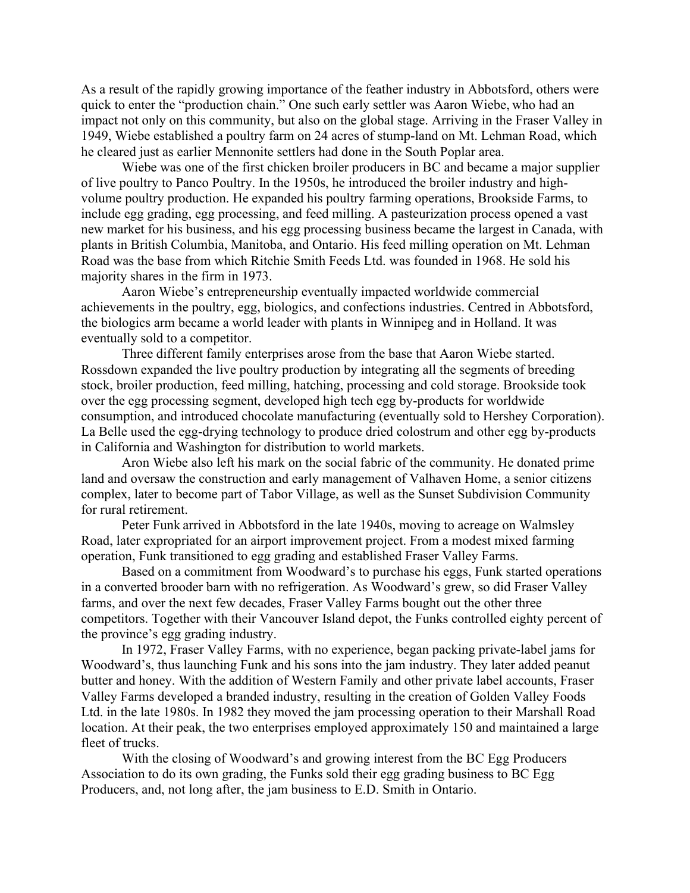As a result of the rapidly growing importance of the feather industry in Abbotsford, others were quick to enter the "production chain." One such early settler was Aaron Wiebe, who had an impact not only on this community, but also on the global stage. Arriving in the Fraser Valley in 1949, Wiebe established a poultry farm on 24 acres of stump-land on Mt. Lehman Road, which he cleared just as earlier Mennonite settlers had done in the South Poplar area.

Wiebe was one of the first chicken broiler producers in BC and became a major supplier of live poultry to Panco Poultry. In the 1950s, he introduced the broiler industry and high-volume poultry production. He expanded his poultry farming operations, Brookside Farms, to include egg grading, egg processing, and feed milling. A pasteurization process opened a vast new market for his business, and his egg processing business became the largest in Canada, with plants in British Columbia, Manitoba, and Ontario. His feed milling operation on Mt. Lehman Road was the base from which Ritchie Smith Feeds Ltd. was founded in 1968. He sold his majority shares in the firm in 1973.

Aaron Wiebe's entrepreneurship eventually impacted worldwide commercial achievements in the poultry, egg, biologics, and confections industries. Centred in Abbotsford, the biologics arm became a world leader with plants in Winnipeg and in Holland. It was eventually sold to a competitor.

Three different family enterprises arose from the base that Aaron Wiebe started. Rossdown expanded the live poultry production by integrating all the segments of breeding stock, broiler production, feed milling, hatching, processing and cold storage. Brookside took over the egg processing segment, developed high tech egg by-products for worldwide consumption, and introduced chocolate manufacturing (eventually sold to Hershey Corporation). La Belle used the egg-drying technology to produce dried colostrum and other egg by-products in California and Washington for distribution to world markets.

Aron Wiebe also left his mark on the social fabric of the community. He donated prime land and oversaw the construction and early management of Valhaven Home, a senior citizens complex, later to become part of Tabor Village, as well as the Sunset Subdivision Community for rural retirement.

Peter Funk arrived in Abbotsford in the late 1940s, moving to acreage on Walmsley Road, later expropriated for an airport improvement project. From a modest mixed farming operation, Funk transitioned to egg grading and established Fraser Valley Farms.

Based on a commitment from Woodward's to purchase his eggs, Funk started operations in a converted brooder barn with no refrigeration. As Woodward's grew, so did Fraser Valley farms, and over the next few decades, Fraser Valley Farms bought out the other three competitors. Together with their Vancouver Island depot, the Funks controlled eighty percent of the province's egg grading industry.

In 1972, Fraser Valley Farms, with no experience, began packing private-label jams for Woodward's, thus launching Funk and his sons into the jam industry. They later added peanut butter and honey. With the addition of Western Family and other private label accounts, Fraser Valley Farms developed a branded industry, resulting in the creation of Golden Valley Foods Ltd. in the late 1980s. In 1982 they moved the jam processing operation to their Marshall Road location. At their peak, the two enterprises employed approximately 150 and maintained a large fleet of trucks.

With the closing of Woodward's and growing interest from the BC Egg Producers Association to do its own grading, the Funks sold their egg grading business to BC Egg Producers, and, not long after, the jam business to E.D. Smith in Ontario.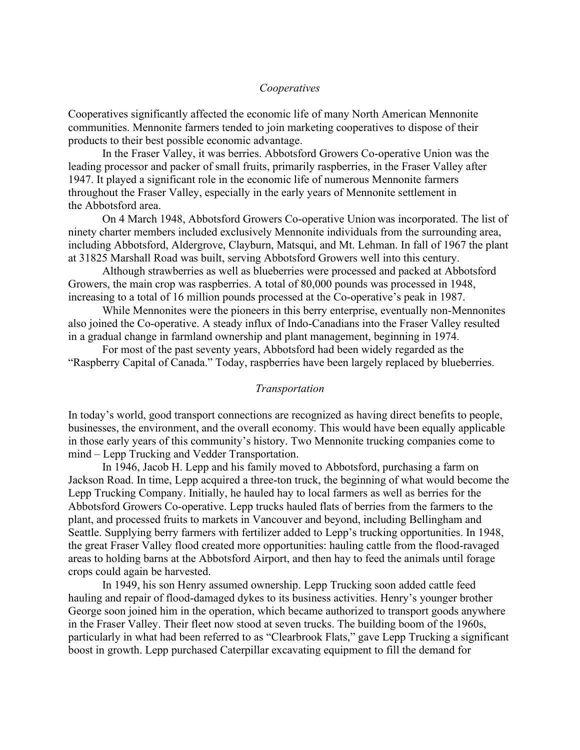*Cooperatives*

Cooperatives significantly affected the economic life of many North American Mennonite communities. Mennonite farmers tended to join marketing cooperatives to dispose of their products to their best possible economic advantage.

In the Fraser Valley, it was berries. Abbotsford Growers Co-operative Union was the leading processor and packer of small fruits, primarily raspberries, in the Fraser Valley after 1947. It played a significant role in the economic life of numerous Mennonite farmers throughout the Fraser Valley, especially in the early years of Mennonite settlement in the Abbotsford area.

On 4 March 1948, Abbotsford Growers Co-operative Union was incorporated. The list of ninety charter members included exclusively Mennonite individuals from the surrounding area, including Abbotsford, Aldergrove, Clayburn, Matsqui, and Mt. Lehman. In fall of 1967 the plant at 31825 Marshall Road was built, serving Abbotsford Growers well into this century.

Although strawberries as well as blueberries were processed and packed at Abbotsford Growers, the main crop was raspberries. A total of 80,000 pounds was processed in 1948, increasing to a total of 16 million pounds processed at the Co-operative's peak in 1987.

While Mennonites were the pioneers in this berry enterprise, eventually non-Mennonites also joined the Co-operative. A steady influx of Indo-Canadians into the Fraser Valley resulted in a gradual change in farmland ownership and plant management, beginning in 1974.

For most of the past seventy years, Abbotsford had been widely regarded as the "Raspberry Capital of Canada." Today, raspberries have been largely replaced by blueberries.

*Transportation*

In today's world, good transport connections are recognized as having direct benefits to people, businesses, the environment, and the overall economy. This would have been equally applicable in those early years of this community's history. Two Mennonite trucking companies come to mind – Lepp Trucking and Vedder Transportation.

In 1946, Jacob H. Lepp and his family moved to Abbotsford, purchasing a farm on Jackson Road. In time, Lepp acquired a three-ton truck, the beginning of what would become the Lepp Trucking Company. Initially, he hauled hay to local farmers as well as berries for the Abbotsford Growers Co-operative. Lepp trucks hauled flats of berries from the farmers to the plant, and processed fruits to markets in Vancouver and beyond, including Bellingham and Seattle. Supplying berry farmers with fertilizer added to Lepp's trucking opportunities. In 1948, the great Fraser Valley flood created more opportunities: hauling cattle from the flood-ravaged areas to holding barns at the Abbotsford Airport, and then hay to feed the animals until forage crops could again be harvested.

In 1949, his son Henry assumed ownership. Lepp Trucking soon added cattle feed hauling and repair of flood-damaged dykes to its business activities. Henry's younger brother George soon joined him in the operation, which became authorized to transport goods anywhere in the Fraser Valley. Their fleet now stood at seven trucks. The building boom of the 1960s, particularly in what had been referred to as "Clearbrook Flats," gave Lepp Trucking a significant boost in growth. Lepp purchased Caterpillar excavating equipment to fill the demand for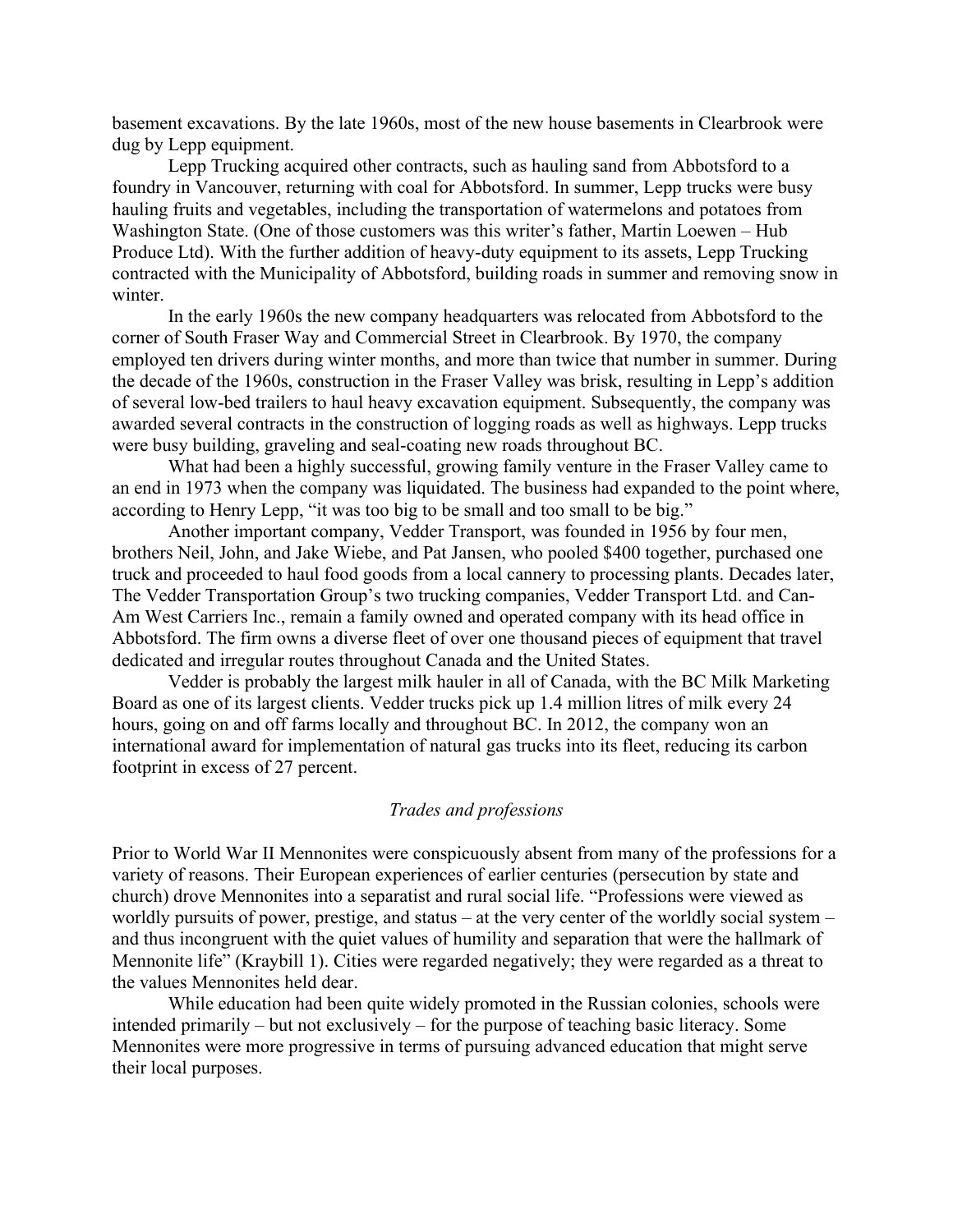basement excavations. By the late 1960s, most of the new house basements in Clearbrook were dug by Lepp equipment.

Lepp Trucking acquired other contracts, such as hauling sand from Abbotsford to a foundry in Vancouver, returning with coal for Abbotsford. In summer, Lepp trucks were busy hauling fruits and vegetables, including the transportation of watermelons and potatoes from Washington State. (One of those customers was this writer's father, Martin Loewen – Hub Produce Ltd). With the further addition of heavy-duty equipment to its assets, Lepp Trucking contracted with the Municipality of Abbotsford, building roads in summer and removing snow in winter.

In the early 1960s the new company headquarters was relocated from Abbotsford to the corner of South Fraser Way and Commercial Street in Clearbrook. By 1970, the company employed ten drivers during winter months, and more than twice that number in summer. During the decade of the 1960s, construction in the Fraser Valley was brisk, resulting in Lepp's addition of several low-bed trailers to haul heavy excavation equipment. Subsequently, the company was awarded several contracts in the construction of logging roads as well as highways. Lepp trucks were busy building, graveling and seal-coating new roads throughout BC.

What had been a highly successful, growing family venture in the Fraser Valley came to an end in 1973 when the company was liquidated. The business had expanded to the point where, according to Henry Lepp, "it was too big to be small and too small to be big."

Another important company, Vedder Transport, was founded in 1956 by four men, brothers Neil, John, and Jake Wiebe, and Pat Jansen, who pooled $400 together, purchased one truck and proceeded to haul food goods from a local cannery to processing plants. Decades later, The Vedder Transportation Group's two trucking companies, Vedder Transport Ltd. and Can-Am West Carriers Inc., remain a family owned and operated company with its head office in Abbotsford. The firm owns a diverse fleet of over one thousand pieces of equipment that travel dedicated and irregular routes throughout Canada and the United States.

Vedder is probably the largest milk hauler in all of Canada, with the BC Milk Marketing Board as one of its largest clients. Vedder trucks pick up 1.4 million litres of milk every 24 hours, going on and off farms locally and throughout BC. In 2012, the company won an international award for implementation of natural gas trucks into its fleet, reducing its carbon footprint in excess of 27 percent.

### *Trades and professions*

Prior to World War II Mennonites were conspicuously absent from many of the professions for a variety of reasons. Their European experiences of earlier centuries (persecution by state and church) drove Mennonites into a separatist and rural social life. "Professions were viewed as worldly pursuits of power, prestige, and status – at the very center of the worldly social system – and thus incongruent with the quiet values of humility and separation that were the hallmark of Mennonite life" (Kraybill 1). Cities were regarded negatively; they were regarded as a threat to the values Mennonites held dear.

While education had been quite widely promoted in the Russian colonies, schools were intended primarily – but not exclusively – for the purpose of teaching basic literacy. Some Mennonites were more progressive in terms of pursuing advanced education that might serve their local purposes.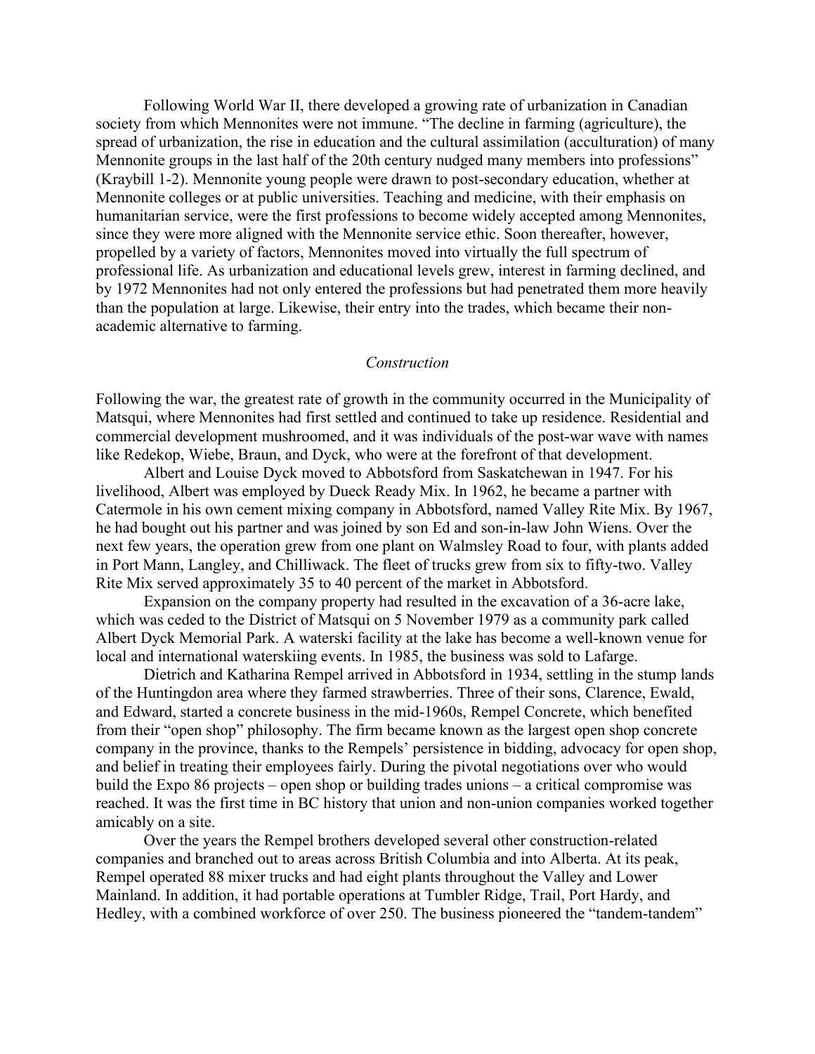Following World War II, there developed a growing rate of urbanization in Canadian society from which Mennonites were not immune. "The decline in farming (agriculture), the spread of urbanization, the rise in education and the cultural assimilation (acculturation) of many Mennonite groups in the last half of the 20th century nudged many members into professions" (Kraybill 1-2). Mennonite young people were drawn to post-secondary education, whether at Mennonite colleges or at public universities. Teaching and medicine, with their emphasis on humanitarian service, were the first professions to become widely accepted among Mennonites, since they were more aligned with the Mennonite service ethic. Soon thereafter, however, propelled by a variety of factors, Mennonites moved into virtually the full spectrum of professional life. As urbanization and educational levels grew, interest in farming declined, and by 1972 Mennonites had not only entered the professions but had penetrated them more heavily than the population at large. Likewise, their entry into the trades, which became their non-academic alternative to farming.

### *Construction*

Following the war, the greatest rate of growth in the community occurred in the Municipality of Matsqui, where Mennonites had first settled and continued to take up residence. Residential and commercial development mushroomed, and it was individuals of the post-war wave with names like Redekop, Wiebe, Braun, and Dyck, who were at the forefront of that development.

Albert and Louise Dyck moved to Abbotsford from Saskatchewan in 1947. For his livelihood, Albert was employed by Dueck Ready Mix. In 1962, he became a partner with Catermole in his own cement mixing company in Abbotsford, named Valley Rite Mix. By 1967, he had bought out his partner and was joined by son Ed and son-in-law John Wiens. Over the next few years, the operation grew from one plant on Walmsley Road to four, with plants added in Port Mann, Langley, and Chilliwack. The fleet of trucks grew from six to fifty-two. Valley Rite Mix served approximately 35 to 40 percent of the market in Abbotsford.

Expansion on the company property had resulted in the excavation of a 36-acre lake, which was ceded to the District of Matsqui on 5 November 1979 as a community park called Albert Dyck Memorial Park. A waterski facility at the lake has become a well-known venue for local and international waterskiing events. In 1985, the business was sold to Lafarge.

Dietrich and Katharina Rempel arrived in Abbotsford in 1934, settling in the stump lands of the Huntingdon area where they farmed strawberries. Three of their sons, Clarence, Ewald, and Edward, started a concrete business in the mid-1960s, Rempel Concrete, which benefited from their "open shop" philosophy. The firm became known as the largest open shop concrete company in the province, thanks to the Rempels' persistence in bidding, advocacy for open shop, and belief in treating their employees fairly. During the pivotal negotiations over who would build the Expo 86 projects – open shop or building trades unions – a critical compromise was reached. It was the first time in BC history that union and non-union companies worked together amicably on a site.

Over the years the Rempel brothers developed several other construction-related companies and branched out to areas across British Columbia and into Alberta. At its peak, Rempel operated 88 mixer trucks and had eight plants throughout the Valley and Lower Mainland. In addition, it had portable operations at Tumbler Ridge, Trail, Port Hardy, and Hedley, with a combined workforce of over 250. The business pioneered the "tandem-tandem"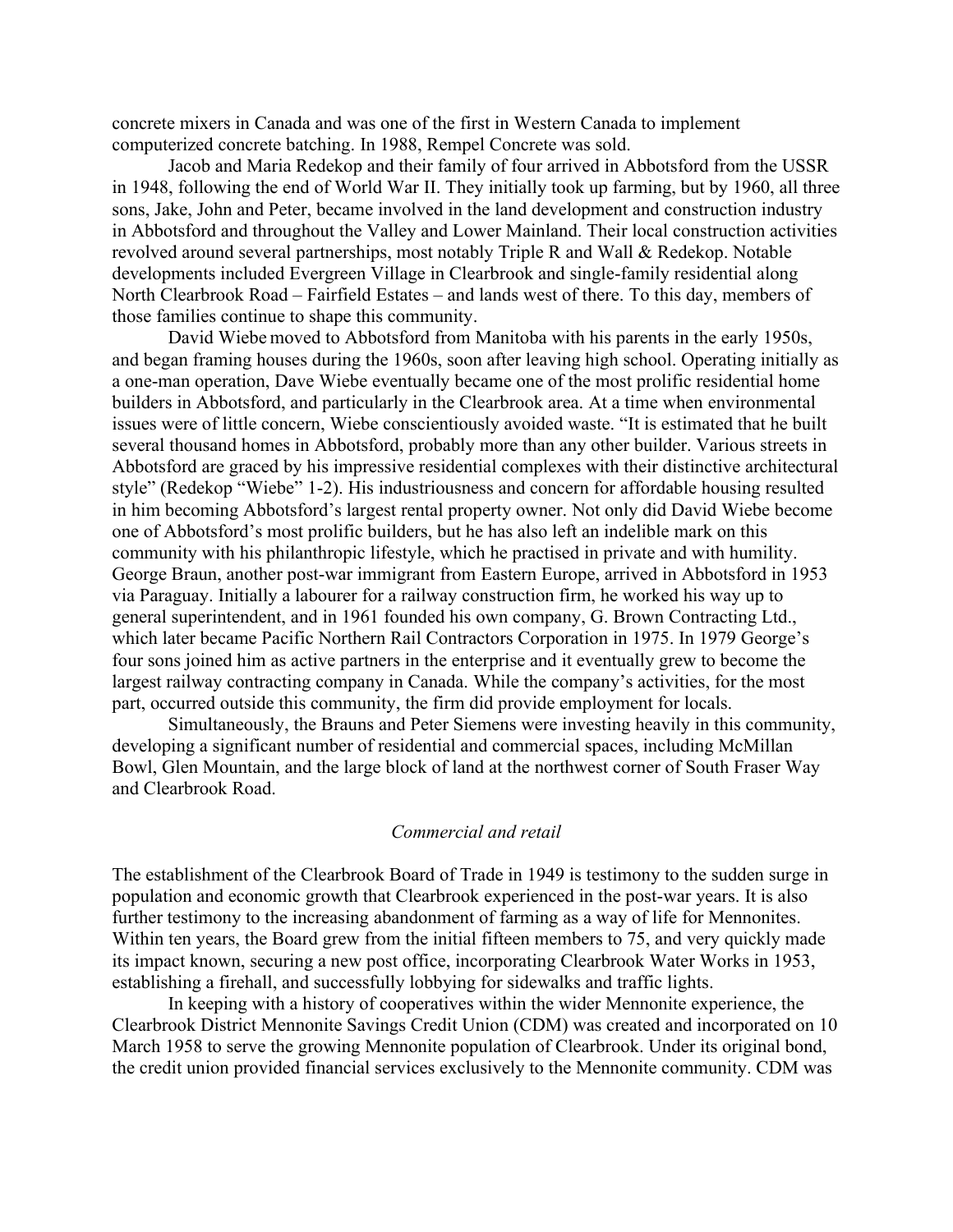concrete mixers in Canada and was one of the first in Western Canada to implement computerized concrete batching. In 1988, Rempel Concrete was sold.

Jacob and Maria Redekop and their family of four arrived in Abbotsford from the USSR in 1948, following the end of World War II. They initially took up farming, but by 1960, all three sons, Jake, John and Peter, became involved in the land development and construction industry in Abbotsford and throughout the Valley and Lower Mainland. Their local construction activities revolved around several partnerships, most notably Triple R and Wall & Redekop. Notable developments included Evergreen Village in Clearbrook and single-family residential along North Clearbrook Road – Fairfield Estates – and lands west of there. To this day, members of those families continue to shape this community.

David Wiebe moved to Abbotsford from Manitoba with his parents in the early 1950s, and began framing houses during the 1960s, soon after leaving high school. Operating initially as a one-man operation, Dave Wiebe eventually became one of the most prolific residential home builders in Abbotsford, and particularly in the Clearbrook area. At a time when environmental issues were of little concern, Wiebe conscientiously avoided waste. "It is estimated that he built several thousand homes in Abbotsford, probably more than any other builder. Various streets in Abbotsford are graced by his impressive residential complexes with their distinctive architectural style" (Redekop "Wiebe" 1-2). His industriousness and concern for affordable housing resulted in him becoming Abbotsford's largest rental property owner. Not only did David Wiebe become one of Abbotsford's most prolific builders, but he has also left an indelible mark on this community with his philanthropic lifestyle, which he practised in private and with humility. George Braun, another post-war immigrant from Eastern Europe, arrived in Abbotsford in 1953 via Paraguay. Initially a labourer for a railway construction firm, he worked his way up to general superintendent, and in 1961 founded his own company, G. Brown Contracting Ltd., which later became Pacific Northern Rail Contractors Corporation in 1975. In 1979 George's four sons joined him as active partners in the enterprise and it eventually grew to become the largest railway contracting company in Canada. While the company's activities, for the most part, occurred outside this community, the firm did provide employment for locals.

Simultaneously, the Brauns and Peter Siemens were investing heavily in this community, developing a significant number of residential and commercial spaces, including McMillan Bowl, Glen Mountain, and the large block of land at the northwest corner of South Fraser Way and Clearbrook Road.

### *Commercial and retail*

The establishment of the Clearbrook Board of Trade in 1949 is testimony to the sudden surge in population and economic growth that Clearbrook experienced in the post-war years. It is also further testimony to the increasing abandonment of farming as a way of life for Mennonites. Within ten years, the Board grew from the initial fifteen members to 75, and very quickly made its impact known, securing a new post office, incorporating Clearbrook Water Works in 1953, establishing a firehall, and successfully lobbying for sidewalks and traffic lights.

In keeping with a history of cooperatives within the wider Mennonite experience, the Clearbrook District Mennonite Savings Credit Union (CDM) was created and incorporated on 10 March 1958 to serve the growing Mennonite population of Clearbrook. Under its original bond, the credit union provided financial services exclusively to the Mennonite community. CDM was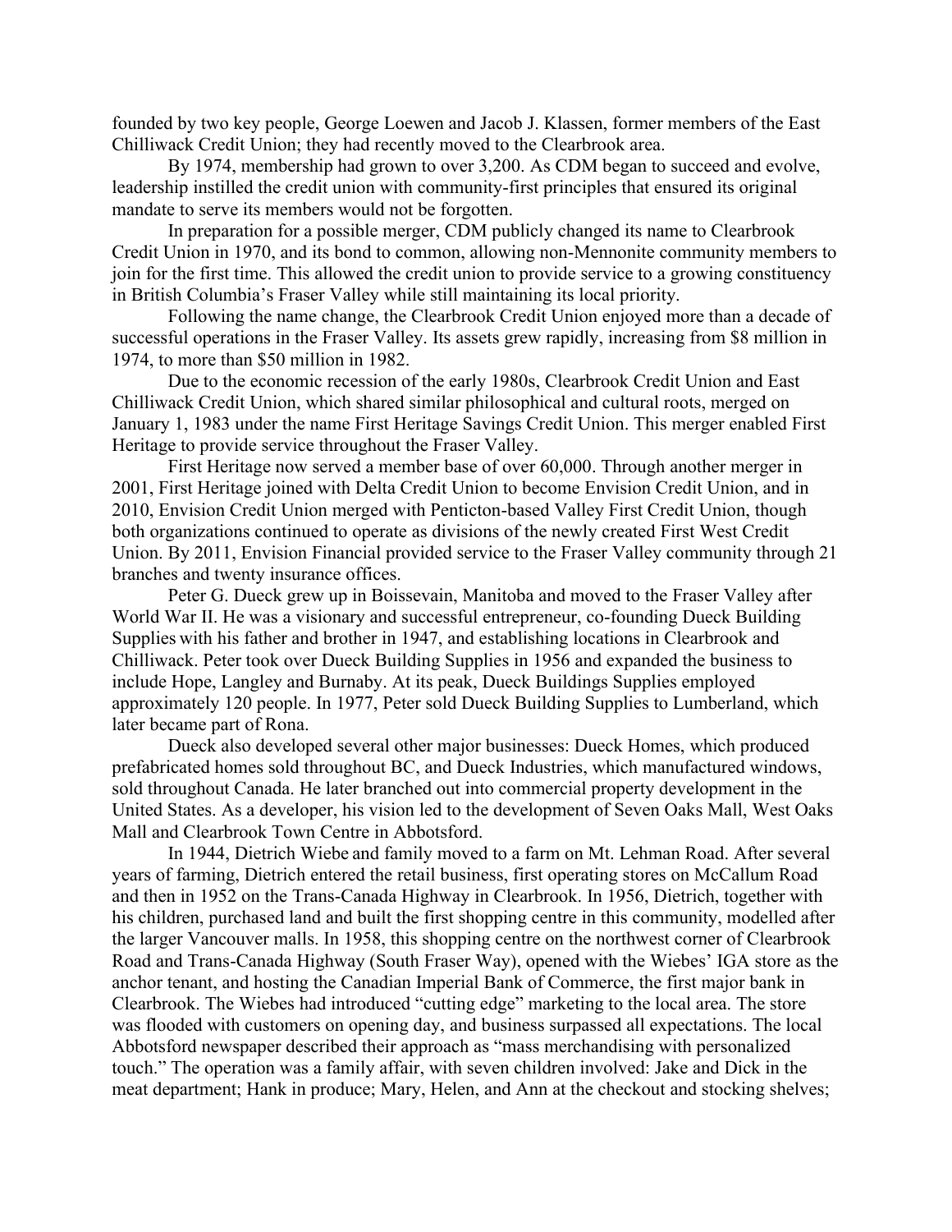founded by two key people, George Loewen and Jacob J. Klassen, former members of the East Chilliwack Credit Union; they had recently moved to the Clearbrook area.

By 1974, membership had grown to over 3,200. As CDM began to succeed and evolve, leadership instilled the credit union with community-first principles that ensured its original mandate to serve its members would not be forgotten.

In preparation for a possible merger, CDM publicly changed its name to Clearbrook Credit Union in 1970, and its bond to common, allowing non-Mennonite community members to join for the first time. This allowed the credit union to provide service to a growing constituency in British Columbia's Fraser Valley while still maintaining its local priority.

Following the name change, the Clearbrook Credit Union enjoyed more than a decade of successful operations in the Fraser Valley. Its assets grew rapidly, increasing from \$8 million in 1974, to more than \$50 million in 1982.

Due to the economic recession of the early 1980s, Clearbrook Credit Union and East Chilliwack Credit Union, which shared similar philosophical and cultural roots, merged on January 1, 1983 under the name First Heritage Savings Credit Union. This merger enabled First Heritage to provide service throughout the Fraser Valley.

First Heritage now served a member base of over 60,000. Through another merger in 2001, First Heritage joined with Delta Credit Union to become Envision Credit Union, and in 2010, Envision Credit Union merged with Penticton-based Valley First Credit Union, though both organizations continued to operate as divisions of the newly created First West Credit Union. By 2011, Envision Financial provided service to the Fraser Valley community through 21 branches and twenty insurance offices.

Peter G. Dueck grew up in Boissevain, Manitoba and moved to the Fraser Valley after World War II. He was a visionary and successful entrepreneur, co-founding Dueck Building Supplies with his father and brother in 1947, and establishing locations in Clearbrook and Chilliwack. Peter took over Dueck Building Supplies in 1956 and expanded the business to include Hope, Langley and Burnaby. At its peak, Dueck Buildings Supplies employed approximately 120 people. In 1977, Peter sold Dueck Building Supplies to Lumberland, which later became part of Rona.

Dueck also developed several other major businesses: Dueck Homes, which produced prefabricated homes sold throughout BC, and Dueck Industries, which manufactured windows, sold throughout Canada. He later branched out into commercial property development in the United States. As a developer, his vision led to the development of Seven Oaks Mall, West Oaks Mall and Clearbrook Town Centre in Abbotsford.

In 1944, Dietrich Wiebe and family moved to a farm on Mt. Lehman Road. After several years of farming, Dietrich entered the retail business, first operating stores on McCallum Road and then in 1952 on the Trans-Canada Highway in Clearbrook. In 1956, Dietrich, together with his children, purchased land and built the first shopping centre in this community, modelled after the larger Vancouver malls. In 1958, this shopping centre on the northwest corner of Clearbrook Road and Trans-Canada Highway (South Fraser Way), opened with the Wiebes' IGA store as the anchor tenant, and hosting the Canadian Imperial Bank of Commerce, the first major bank in Clearbrook. The Wiebes had introduced "cutting edge" marketing to the local area. The store was flooded with customers on opening day, and business surpassed all expectations. The local Abbotsford newspaper described their approach as "mass merchandising with personalized touch." The operation was a family affair, with seven children involved: Jake and Dick in the meat department; Hank in produce; Mary, Helen, and Ann at the checkout and stocking shelves;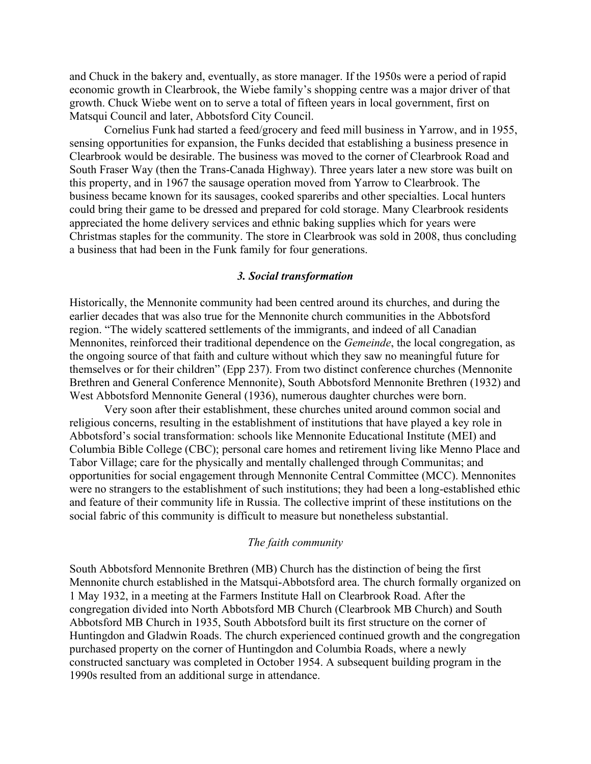and Chuck in the bakery and, eventually, as store manager. If the 1950s were a period of rapid economic growth in Clearbrook, the Wiebe family's shopping centre was a major driver of that growth. Chuck Wiebe went on to serve a total of fifteen years in local government, first on Matsqui Council and later, Abbotsford City Council.

Cornelius Funk had started a feed/grocery and feed mill business in Yarrow, and in 1955, sensing opportunities for expansion, the Funks decided that establishing a business presence in Clearbrook would be desirable. The business was moved to the corner of Clearbrook Road and South Fraser Way (then the Trans-Canada Highway). Three years later a new store was built on this property, and in 1967 the sausage operation moved from Yarrow to Clearbrook. The business became known for its sausages, cooked spareribs and other specialties. Local hunters could bring their game to be dressed and prepared for cold storage. Many Clearbrook residents appreciated the home delivery services and ethnic baking supplies which for years were Christmas staples for the community. The store in Clearbrook was sold in 2008, thus concluding a business that had been in the Funk family for four generations.

### *3. Social transformation*

Historically, the Mennonite community had been centred around its churches, and during the earlier decades that was also true for the Mennonite church communities in the Abbotsford region. "The widely scattered settlements of the immigrants, and indeed of all Canadian Mennonites, reinforced their traditional dependence on the *Gemeinde*, the local congregation, as the ongoing source of that faith and culture without which they saw no meaningful future for themselves or for their children" (Epp 237). From two distinct conference churches (Mennonite Brethren and General Conference Mennonite), South Abbotsford Mennonite Brethren (1932) and West Abbotsford Mennonite General (1936), numerous daughter churches were born.

Very soon after their establishment, these churches united around common social and religious concerns, resulting in the establishment of institutions that have played a key role in Abbotsford's social transformation: schools like Mennonite Educational Institute (MEI) and Columbia Bible College (CBC); personal care homes and retirement living like Menno Place and Tabor Village; care for the physically and mentally challenged through Communitas; and opportunities for social engagement through Mennonite Central Committee (MCC). Mennonites were no strangers to the establishment of such institutions; they had been a long-established ethic and feature of their community life in Russia. The collective imprint of these institutions on the social fabric of this community is difficult to measure but nonetheless substantial.

#### *The faith community*

South Abbotsford Mennonite Brethren (MB) Church has the distinction of being the first Mennonite church established in the Matsqui-Abbotsford area. The church formally organized on 1 May 1932, in a meeting at the Farmers Institute Hall on Clearbrook Road. After the congregation divided into North Abbotsford MB Church (Clearbrook MB Church) and South Abbotsford MB Church in 1935, South Abbotsford built its first structure on the corner of Huntingdon and Gladwin Roads. The church experienced continued growth and the congregation purchased property on the corner of Huntingdon and Columbia Roads, where a newly constructed sanctuary was completed in October 1954. A subsequent building program in the 1990s resulted from an additional surge in attendance.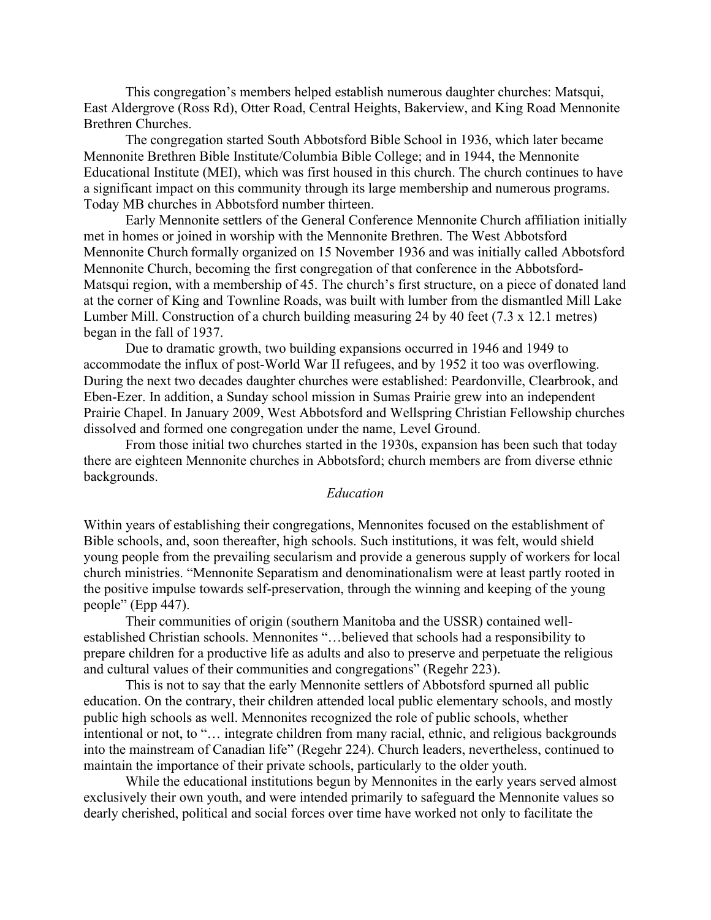This congregation's members helped establish numerous daughter churches: Matsqui, East Aldergrove (Ross Rd), Otter Road, Central Heights, Bakerview, and King Road Mennonite Brethren Churches.

The congregation started South Abbotsford Bible School in 1936, which later became Mennonite Brethren Bible Institute/Columbia Bible College; and in 1944, the Mennonite Educational Institute (MEI), which was first housed in this church. The church continues to have a significant impact on this community through its large membership and numerous programs. Today MB churches in Abbotsford number thirteen.

Early Mennonite settlers of the General Conference Mennonite Church affiliation initially met in homes or joined in worship with the Mennonite Brethren. The West Abbotsford Mennonite Church formally organized on 15 November 1936 and was initially called Abbotsford Mennonite Church, becoming the first congregation of that conference in the Abbotsford-Matsqui region, with a membership of 45. The church's first structure, on a piece of donated land at the corner of King and Townline Roads, was built with lumber from the dismantled Mill Lake Lumber Mill. Construction of a church building measuring 24 by 40 feet (7.3 x 12.1 metres) began in the fall of 1937.

Due to dramatic growth, two building expansions occurred in 1946 and 1949 to accommodate the influx of post-World War II refugees, and by 1952 it too was overflowing. During the next two decades daughter churches were established: Peardonville, Clearbrook, and Eben-Ezer. In addition, a Sunday school mission in Sumas Prairie grew into an independent Prairie Chapel. In January 2009, West Abbotsford and Wellspring Christian Fellowship churches dissolved and formed one congregation under the name, Level Ground.

From those initial two churches started in the 1930s, expansion has been such that today there are eighteen Mennonite churches in Abbotsford; church members are from diverse ethnic backgrounds.

*Education*

Within years of establishing their congregations, Mennonites focused on the establishment of Bible schools, and, soon thereafter, high schools. Such institutions, it was felt, would shield young people from the prevailing secularism and provide a generous supply of workers for local church ministries. "Mennonite Separatism and denominationalism were at least partly rooted in the positive impulse towards self-preservation, through the winning and keeping of the young people" (Epp 447).

Their communities of origin (southern Manitoba and the USSR) contained well-established Christian schools. Mennonites "…believed that schools had a responsibility to prepare children for a productive life as adults and also to preserve and perpetuate the religious and cultural values of their communities and congregations" (Regehr 223).

This is not to say that the early Mennonite settlers of Abbotsford spurned all public education. On the contrary, their children attended local public elementary schools, and mostly public high schools as well. Mennonites recognized the role of public schools, whether intentional or not, to "… integrate children from many racial, ethnic, and religious backgrounds into the mainstream of Canadian life" (Regehr 224). Church leaders, nevertheless, continued to maintain the importance of their private schools, particularly to the older youth.

While the educational institutions begun by Mennonites in the early years served almost exclusively their own youth, and were intended primarily to safeguard the Mennonite values so dearly cherished, political and social forces over time have worked not only to facilitate the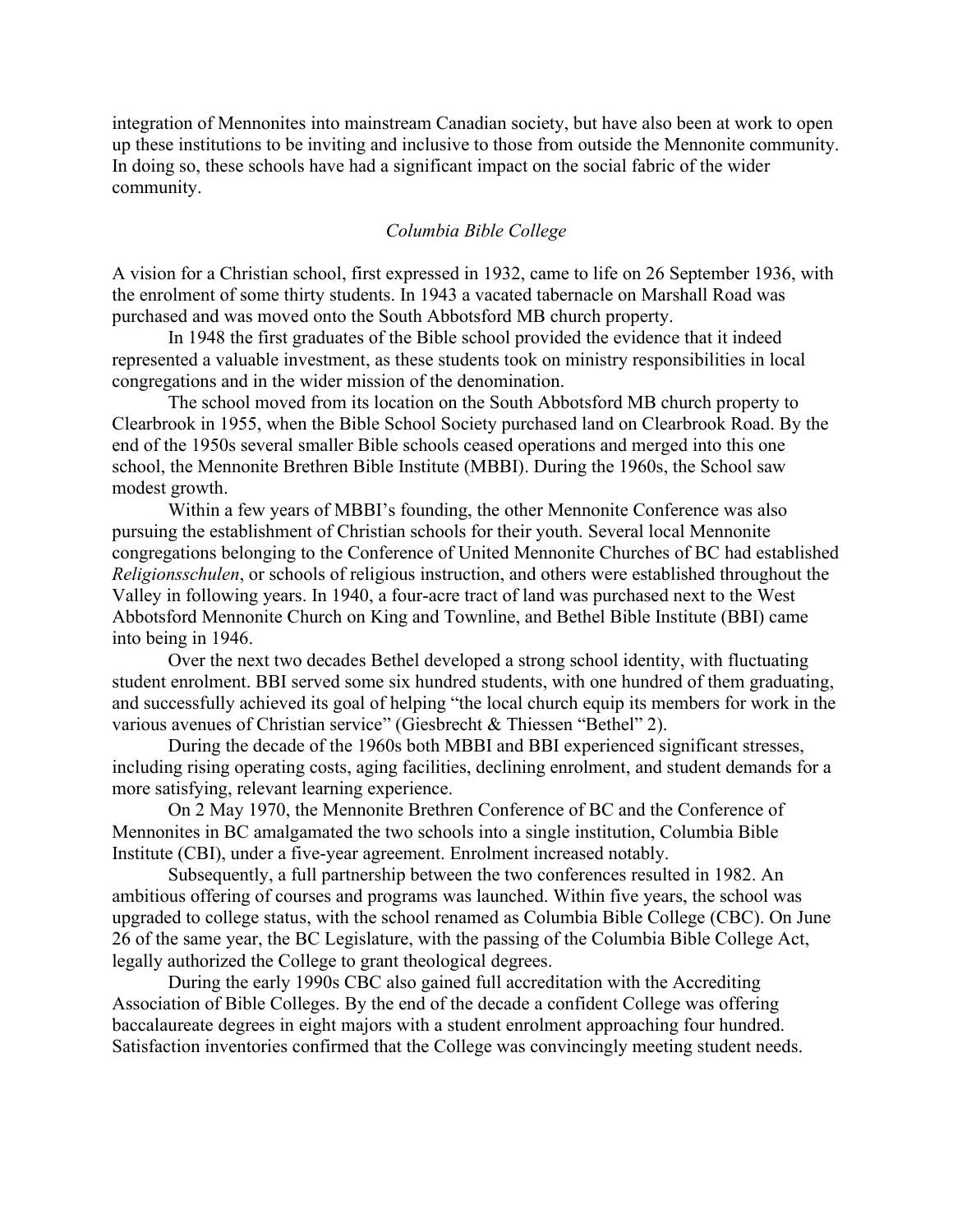integration of Mennonites into mainstream Canadian society, but have also been at work to open up these institutions to be inviting and inclusive to those from outside the Mennonite community. In doing so, these schools have had a significant impact on the social fabric of the wider community.

### *Columbia Bible College*

A vision for a Christian school, first expressed in 1932, came to life on 26 September 1936, with the enrolment of some thirty students. In 1943 a vacated tabernacle on Marshall Road was purchased and was moved onto the South Abbotsford MB church property.

In 1948 the first graduates of the Bible school provided the evidence that it indeed represented a valuable investment, as these students took on ministry responsibilities in local congregations and in the wider mission of the denomination.

The school moved from its location on the South Abbotsford MB church property to Clearbrook in 1955, when the Bible School Society purchased land on Clearbrook Road. By the end of the 1950s several smaller Bible schools ceased operations and merged into this one school, the Mennonite Brethren Bible Institute (MBBI). During the 1960s, the School saw modest growth.

Within a few years of MBBI's founding, the other Mennonite Conference was also pursuing the establishment of Christian schools for their youth. Several local Mennonite congregations belonging to the Conference of United Mennonite Churches of BC had established *Religionsschulen*, or schools of religious instruction, and others were established throughout the Valley in following years. In 1940, a four-acre tract of land was purchased next to the West Abbotsford Mennonite Church on King and Townline, and Bethel Bible Institute (BBI) came into being in 1946.

Over the next two decades Bethel developed a strong school identity, with fluctuating student enrolment. BBI served some six hundred students, with one hundred of them graduating, and successfully achieved its goal of helping "the local church equip its members for work in the various avenues of Christian service" (Giesbrecht & Thiessen "Bethel" 2).

During the decade of the 1960s both MBBI and BBI experienced significant stresses, including rising operating costs, aging facilities, declining enrolment, and student demands for a more satisfying, relevant learning experience.

On 2 May 1970, the Mennonite Brethren Conference of BC and the Conference of Mennonites in BC amalgamated the two schools into a single institution, Columbia Bible Institute (CBI), under a five-year agreement. Enrolment increased notably.

Subsequently, a full partnership between the two conferences resulted in 1982. An ambitious offering of courses and programs was launched. Within five years, the school was upgraded to college status, with the school renamed as Columbia Bible College (CBC). On June 26 of the same year, the BC Legislature, with the passing of the Columbia Bible College Act, legally authorized the College to grant theological degrees.

During the early 1990s CBC also gained full accreditation with the Accrediting Association of Bible Colleges. By the end of the decade a confident College was offering baccalaureate degrees in eight majors with a student enrolment approaching four hundred. Satisfaction inventories confirmed that the College was convincingly meeting student needs.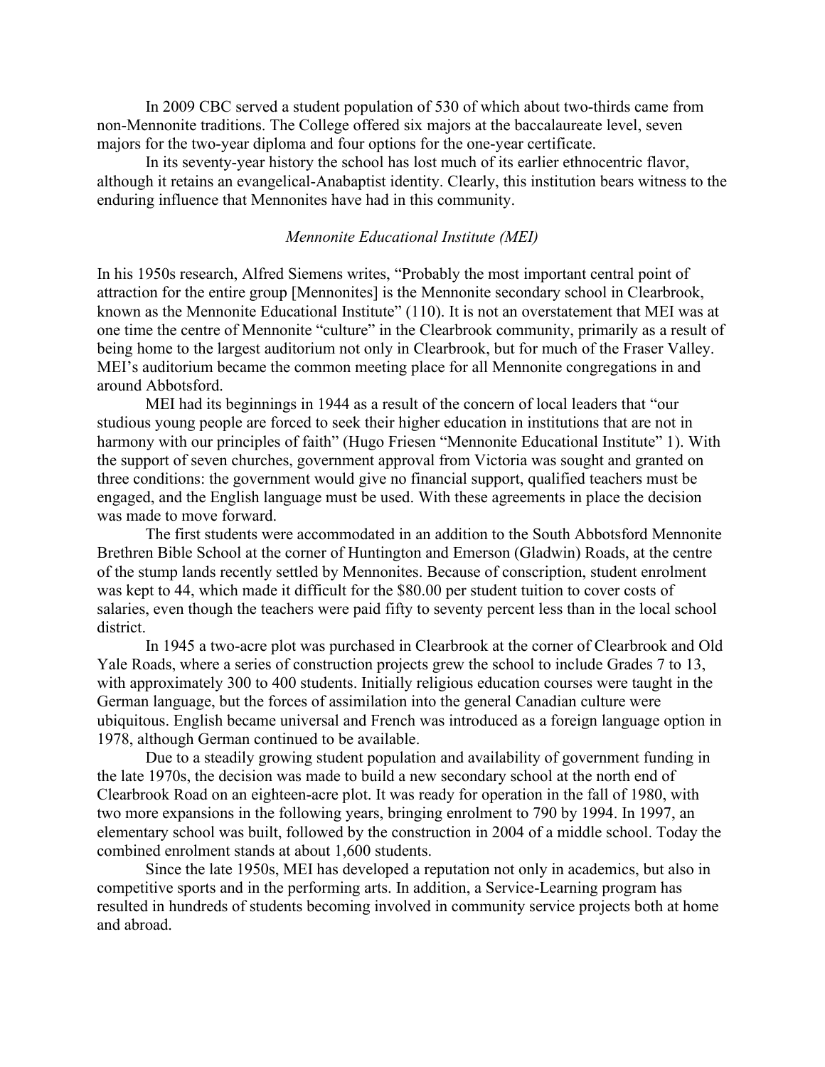In 2009 CBC served a student population of 530 of which about two-thirds came from non-Mennonite traditions. The College offered six majors at the baccalaureate level, seven majors for the two-year diploma and four options for the one-year certificate.

In its seventy-year history the school has lost much of its earlier ethnocentric flavor, although it retains an evangelical-Anabaptist identity. Clearly, this institution bears witness to the enduring influence that Mennonites have had in this community.

### *Mennonite Educational Institute (MEI)*

In his 1950s research, Alfred Siemens writes, "Probably the most important central point of attraction for the entire group [Mennonites] is the Mennonite secondary school in Clearbrook, known as the Mennonite Educational Institute" (110). It is not an overstatement that MEI was at one time the centre of Mennonite "culture" in the Clearbrook community, primarily as a result of being home to the largest auditorium not only in Clearbrook, but for much of the Fraser Valley. MEI's auditorium became the common meeting place for all Mennonite congregations in and around Abbotsford.

MEI had its beginnings in 1944 as a result of the concern of local leaders that "our studious young people are forced to seek their higher education in institutions that are not in harmony with our principles of faith" (Hugo Friesen "Mennonite Educational Institute" 1). With the support of seven churches, government approval from Victoria was sought and granted on three conditions: the government would give no financial support, qualified teachers must be engaged, and the English language must be used. With these agreements in place the decision was made to move forward.

The first students were accommodated in an addition to the South Abbotsford Mennonite Brethren Bible School at the corner of Huntington and Emerson (Gladwin) Roads, at the centre of the stump lands recently settled by Mennonites. Because of conscription, student enrolment was kept to 44, which made it difficult for the $80.00 per student tuition to cover costs of salaries, even though the teachers were paid fifty to seventy percent less than in the local school district.

In 1945 a two-acre plot was purchased in Clearbrook at the corner of Clearbrook and Old Yale Roads, where a series of construction projects grew the school to include Grades 7 to 13, with approximately 300 to 400 students. Initially religious education courses were taught in the German language, but the forces of assimilation into the general Canadian culture were ubiquitous. English became universal and French was introduced as a foreign language option in 1978, although German continued to be available.

Due to a steadily growing student population and availability of government funding in the late 1970s, the decision was made to build a new secondary school at the north end of Clearbrook Road on an eighteen-acre plot. It was ready for operation in the fall of 1980, with two more expansions in the following years, bringing enrolment to 790 by 1994. In 1997, an elementary school was built, followed by the construction in 2004 of a middle school. Today the combined enrolment stands at about 1,600 students.

Since the late 1950s, MEI has developed a reputation not only in academics, but also in competitive sports and in the performing arts. In addition, a Service-Learning program has resulted in hundreds of students becoming involved in community service projects both at home and abroad.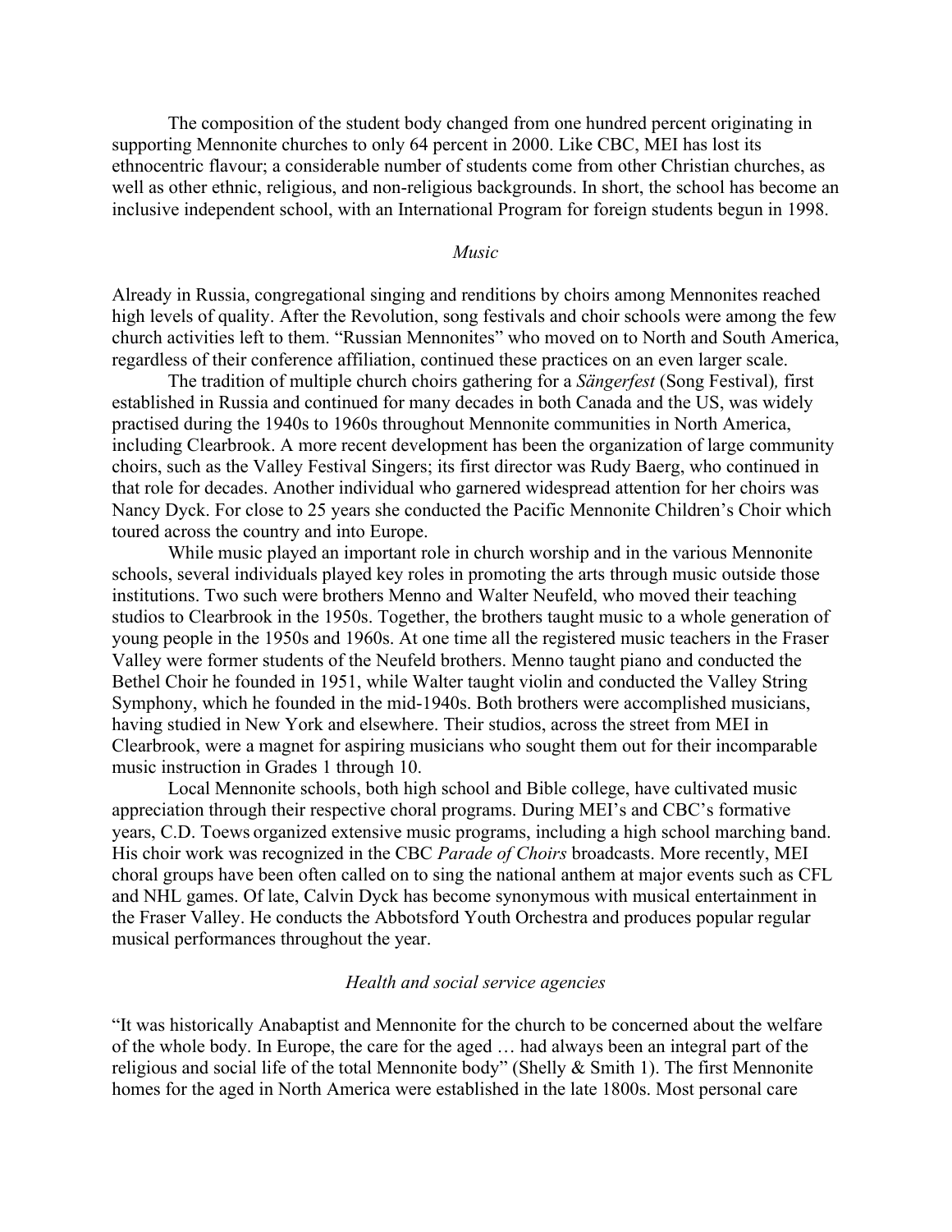The composition of the student body changed from one hundred percent originating in supporting Mennonite churches to only 64 percent in 2000. Like CBC, MEI has lost its ethnocentric flavour; a considerable number of students come from other Christian churches, as well as other ethnic, religious, and non-religious backgrounds. In short, the school has become an inclusive independent school, with an International Program for foreign students begun in 1998.

### *Music*

Already in Russia, congregational singing and renditions by choirs among Mennonites reached high levels of quality. After the Revolution, song festivals and choir schools were among the few church activities left to them. "Russian Mennonites" who moved on to North and South America, regardless of their conference affiliation, continued these practices on an even larger scale.

The tradition of multiple church choirs gathering for a *Sängerfest* (Song Festival), first established in Russia and continued for many decades in both Canada and the US, was widely practised during the 1940s to 1960s throughout Mennonite communities in North America, including Clearbrook. A more recent development has been the organization of large community choirs, such as the Valley Festival Singers; its first director was Rudy Baerg, who continued in that role for decades. Another individual who garnered widespread attention for her choirs was Nancy Dyck. For close to 25 years she conducted the Pacific Mennonite Children's Choir which toured across the country and into Europe.

While music played an important role in church worship and in the various Mennonite schools, several individuals played key roles in promoting the arts through music outside those institutions. Two such were brothers Menno and Walter Neufeld, who moved their teaching studios to Clearbrook in the 1950s. Together, the brothers taught music to a whole generation of young people in the 1950s and 1960s. At one time all the registered music teachers in the Fraser Valley were former students of the Neufeld brothers. Menno taught piano and conducted the Bethel Choir he founded in 1951, while Walter taught violin and conducted the Valley String Symphony, which he founded in the mid-1940s. Both brothers were accomplished musicians, having studied in New York and elsewhere. Their studios, across the street from MEI in Clearbrook, were a magnet for aspiring musicians who sought them out for their incomparable music instruction in Grades 1 through 10.

Local Mennonite schools, both high school and Bible college, have cultivated music appreciation through their respective choral programs. During MEI's and CBC's formative years, C.D. Toews organized extensive music programs, including a high school marching band. His choir work was recognized in the CBC *Parade of Choirs* broadcasts. More recently, MEI choral groups have been often called on to sing the national anthem at major events such as CFL and NHL games. Of late, Calvin Dyck has become synonymous with musical entertainment in the Fraser Valley. He conducts the Abbotsford Youth Orchestra and produces popular regular musical performances throughout the year.

### *Health and social service agencies*

"It was historically Anabaptist and Mennonite for the church to be concerned about the welfare of the whole body. In Europe, the care for the aged … had always been an integral part of the religious and social life of the total Mennonite body" (Shelly & Smith 1). The first Mennonite homes for the aged in North America were established in the late 1800s. Most personal care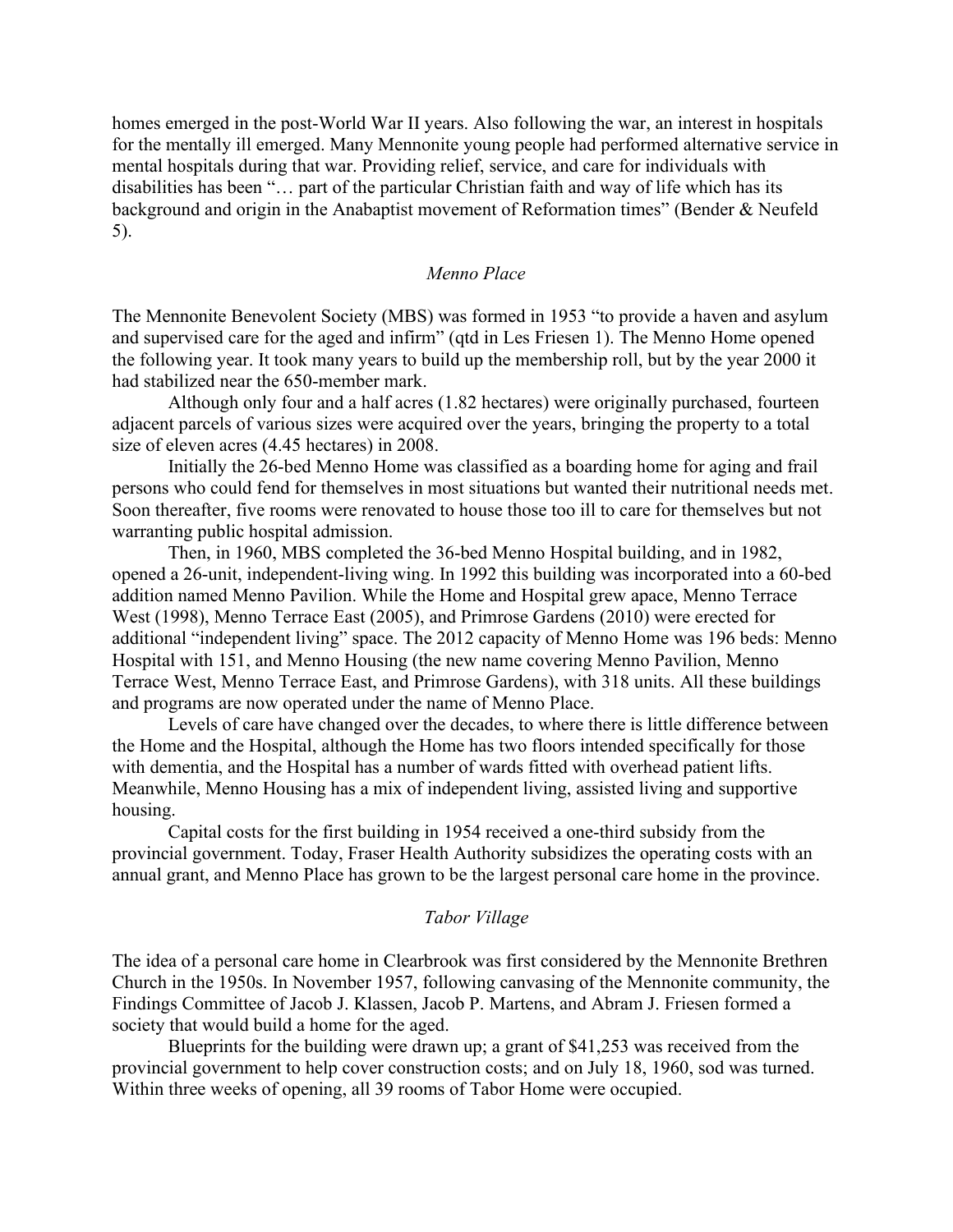homes emerged in the post-World War II years. Also following the war, an interest in hospitals for the mentally ill emerged. Many Mennonite young people had performed alternative service in mental hospitals during that war. Providing relief, service, and care for individuals with disabilities has been "… part of the particular Christian faith and way of life which has its background and origin in the Anabaptist movement of Reformation times" (Bender & Neufeld 5).

### *Menno Place*

The Mennonite Benevolent Society (MBS) was formed in 1953 "to provide a haven and asylum and supervised care for the aged and infirm" (qtd in Les Friesen 1). The Menno Home opened the following year. It took many years to build up the membership roll, but by the year 2000 it had stabilized near the 650-member mark.

Although only four and a half acres (1.82 hectares) were originally purchased, fourteen adjacent parcels of various sizes were acquired over the years, bringing the property to a total size of eleven acres (4.45 hectares) in 2008.

Initially the 26-bed Menno Home was classified as a boarding home for aging and frail persons who could fend for themselves in most situations but wanted their nutritional needs met. Soon thereafter, five rooms were renovated to house those too ill to care for themselves but not warranting public hospital admission.

Then, in 1960, MBS completed the 36-bed Menno Hospital building, and in 1982, opened a 26-unit, independent-living wing. In 1992 this building was incorporated into a 60-bed addition named Menno Pavilion. While the Home and Hospital grew apace, Menno Terrace West (1998), Menno Terrace East (2005), and Primrose Gardens (2010) were erected for additional "independent living" space. The 2012 capacity of Menno Home was 196 beds: Menno Hospital with 151, and Menno Housing (the new name covering Menno Pavilion, Menno Terrace West, Menno Terrace East, and Primrose Gardens), with 318 units. All these buildings and programs are now operated under the name of Menno Place.

Levels of care have changed over the decades, to where there is little difference between the Home and the Hospital, although the Home has two floors intended specifically for those with dementia, and the Hospital has a number of wards fitted with overhead patient lifts. Meanwhile, Menno Housing has a mix of independent living, assisted living and supportive housing.

Capital costs for the first building in 1954 received a one-third subsidy from the provincial government. Today, Fraser Health Authority subsidizes the operating costs with an annual grant, and Menno Place has grown to be the largest personal care home in the province.

### *Tabor Village*

The idea of a personal care home in Clearbrook was first considered by the Mennonite Brethren Church in the 1950s. In November 1957, following canvasing of the Mennonite community, the Findings Committee of Jacob J. Klassen, Jacob P. Martens, and Abram J. Friesen formed a society that would build a home for the aged.

Blueprints for the building were drawn up; a grant of $41,253 was received from the provincial government to help cover construction costs; and on July 18, 1960, sod was turned. Within three weeks of opening, all 39 rooms of Tabor Home were occupied.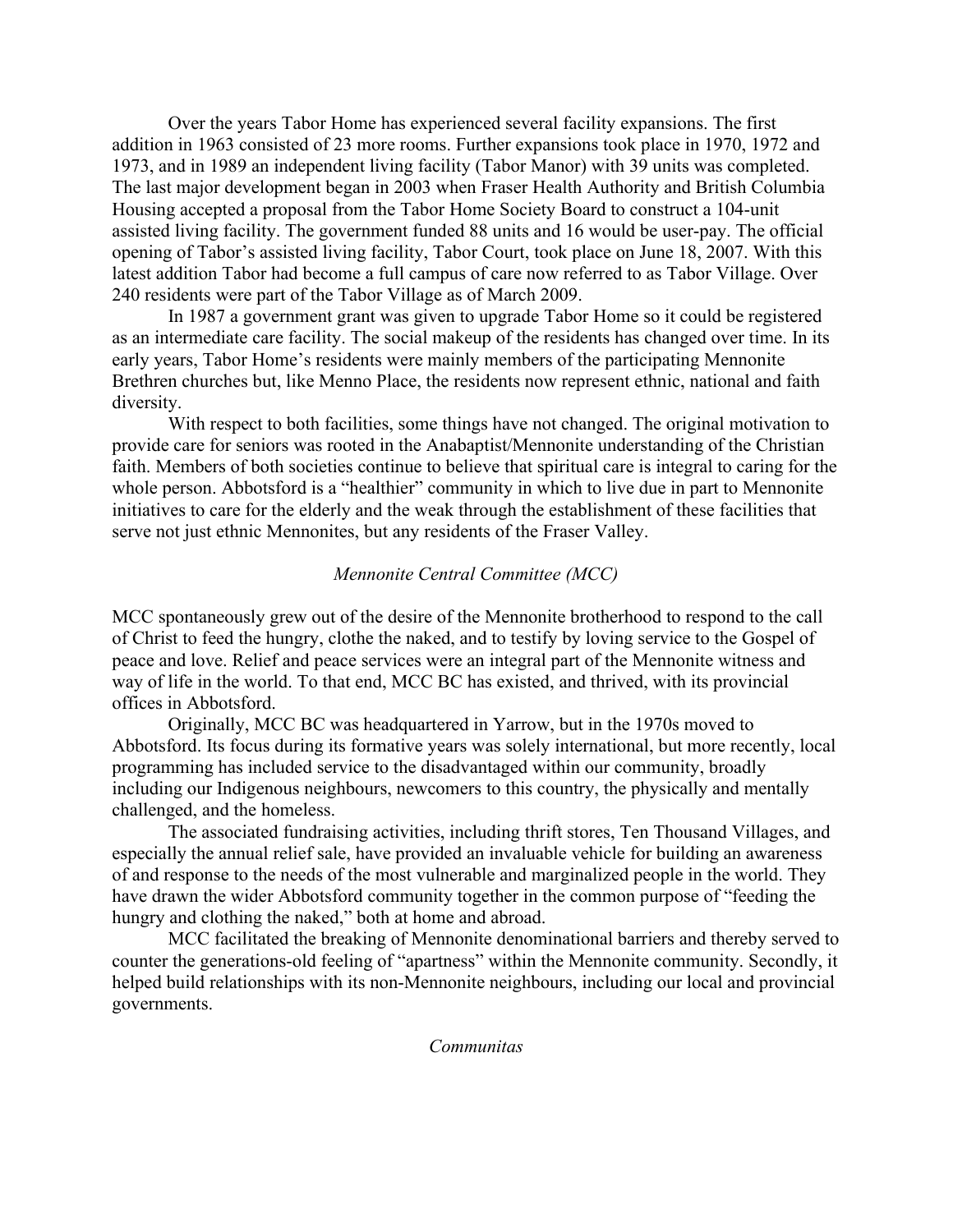Over the years Tabor Home has experienced several facility expansions. The first addition in 1963 consisted of 23 more rooms. Further expansions took place in 1970, 1972 and 1973, and in 1989 an independent living facility (Tabor Manor) with 39 units was completed. The last major development began in 2003 when Fraser Health Authority and British Columbia Housing accepted a proposal from the Tabor Home Society Board to construct a 104-unit assisted living facility. The government funded 88 units and 16 would be user-pay. The official opening of Tabor's assisted living facility, Tabor Court, took place on June 18, 2007. With this latest addition Tabor had become a full campus of care now referred to as Tabor Village. Over 240 residents were part of the Tabor Village as of March 2009.

In 1987 a government grant was given to upgrade Tabor Home so it could be registered as an intermediate care facility. The social makeup of the residents has changed over time. In its early years, Tabor Home's residents were mainly members of the participating Mennonite Brethren churches but, like Menno Place, the residents now represent ethnic, national and faith diversity.

With respect to both facilities, some things have not changed. The original motivation to provide care for seniors was rooted in the Anabaptist/Mennonite understanding of the Christian faith. Members of both societies continue to believe that spiritual care is integral to caring for the whole person. Abbotsford is a "healthier" community in which to live due in part to Mennonite initiatives to care for the elderly and the weak through the establishment of these facilities that serve not just ethnic Mennonites, but any residents of the Fraser Valley.

### *Mennonite Central Committee (MCC)*

MCC spontaneously grew out of the desire of the Mennonite brotherhood to respond to the call of Christ to feed the hungry, clothe the naked, and to testify by loving service to the Gospel of peace and love. Relief and peace services were an integral part of the Mennonite witness and way of life in the world. To that end, MCC BC has existed, and thrived, with its provincial offices in Abbotsford.

Originally, MCC BC was headquartered in Yarrow, but in the 1970s moved to Abbotsford. Its focus during its formative years was solely international, but more recently, local programming has included service to the disadvantaged within our community, broadly including our Indigenous neighbours, newcomers to this country, the physically and mentally challenged, and the homeless.

The associated fundraising activities, including thrift stores, Ten Thousand Villages, and especially the annual relief sale, have provided an invaluable vehicle for building an awareness of and response to the needs of the most vulnerable and marginalized people in the world. They have drawn the wider Abbotsford community together in the common purpose of "feeding the hungry and clothing the naked," both at home and abroad.

MCC facilitated the breaking of Mennonite denominational barriers and thereby served to counter the generations-old feeling of "apartness" within the Mennonite community. Secondly, it helped build relationships with its non-Mennonite neighbours, including our local and provincial governments.

### *Communitas*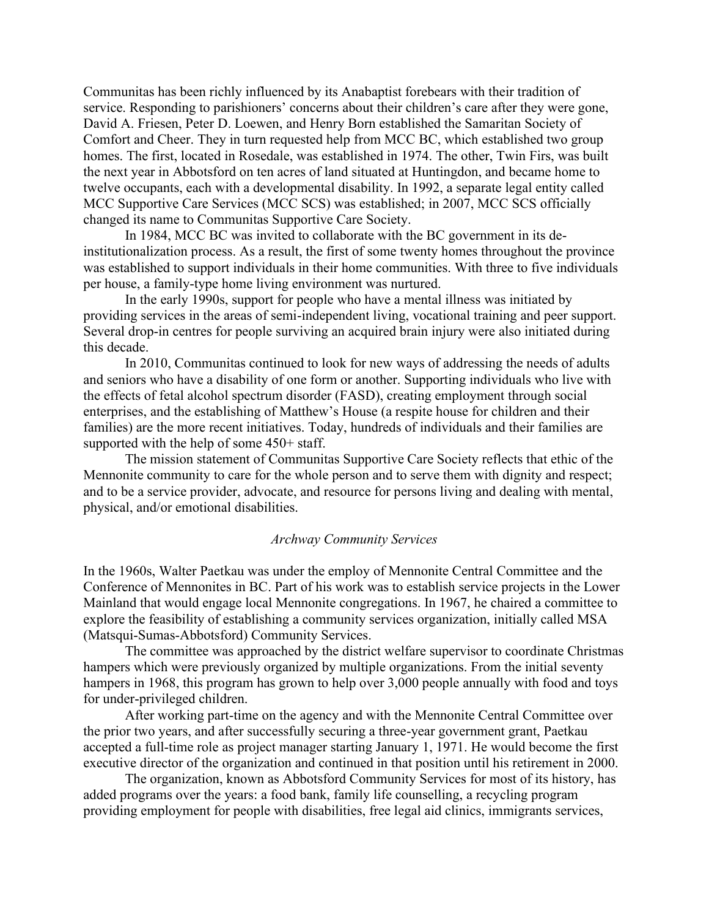Communitas has been richly influenced by its Anabaptist forebears with their tradition of service. Responding to parishioners' concerns about their children's care after they were gone, David A. Friesen, Peter D. Loewen, and Henry Born established the Samaritan Society of Comfort and Cheer. They in turn requested help from MCC BC, which established two group homes. The first, located in Rosedale, was established in 1974. The other, Twin Firs, was built the next year in Abbotsford on ten acres of land situated at Huntingdon, and became home to twelve occupants, each with a developmental disability. In 1992, a separate legal entity called MCC Supportive Care Services (MCC SCS) was established; in 2007, MCC SCS officially changed its name to Communitas Supportive Care Society.

In 1984, MCC BC was invited to collaborate with the BC government in its de-institutionalization process. As a result, the first of some twenty homes throughout the province was established to support individuals in their home communities. With three to five individuals per house, a family-type home living environment was nurtured.

In the early 1990s, support for people who have a mental illness was initiated by providing services in the areas of semi-independent living, vocational training and peer support. Several drop-in centres for people surviving an acquired brain injury were also initiated during this decade.

In 2010, Communitas continued to look for new ways of addressing the needs of adults and seniors who have a disability of one form or another. Supporting individuals who live with the effects of fetal alcohol spectrum disorder (FASD), creating employment through social enterprises, and the establishing of Matthew's House (a respite house for children and their families) are the more recent initiatives. Today, hundreds of individuals and their families are supported with the help of some 450+ staff.

The mission statement of Communitas Supportive Care Society reflects that ethic of the Mennonite community to care for the whole person and to serve them with dignity and respect; and to be a service provider, advocate, and resource for persons living and dealing with mental, physical, and/or emotional disabilities.

### *Archway Community Services*

In the 1960s, Walter Paetkau was under the employ of Mennonite Central Committee and the Conference of Mennonites in BC. Part of his work was to establish service projects in the Lower Mainland that would engage local Mennonite congregations. In 1967, he chaired a committee to explore the feasibility of establishing a community services organization, initially called MSA (Matsqui-Sumas-Abbotsford) Community Services.

The committee was approached by the district welfare supervisor to coordinate Christmas hampers which were previously organized by multiple organizations. From the initial seventy hampers in 1968, this program has grown to help over 3,000 people annually with food and toys for under-privileged children.

After working part-time on the agency and with the Mennonite Central Committee over the prior two years, and after successfully securing a three-year government grant, Paetkau accepted a full-time role as project manager starting January 1, 1971. He would become the first executive director of the organization and continued in that position until his retirement in 2000.

The organization, known as Abbotsford Community Services for most of its history, has added programs over the years: a food bank, family life counselling, a recycling program providing employment for people with disabilities, free legal aid clinics, immigrants services,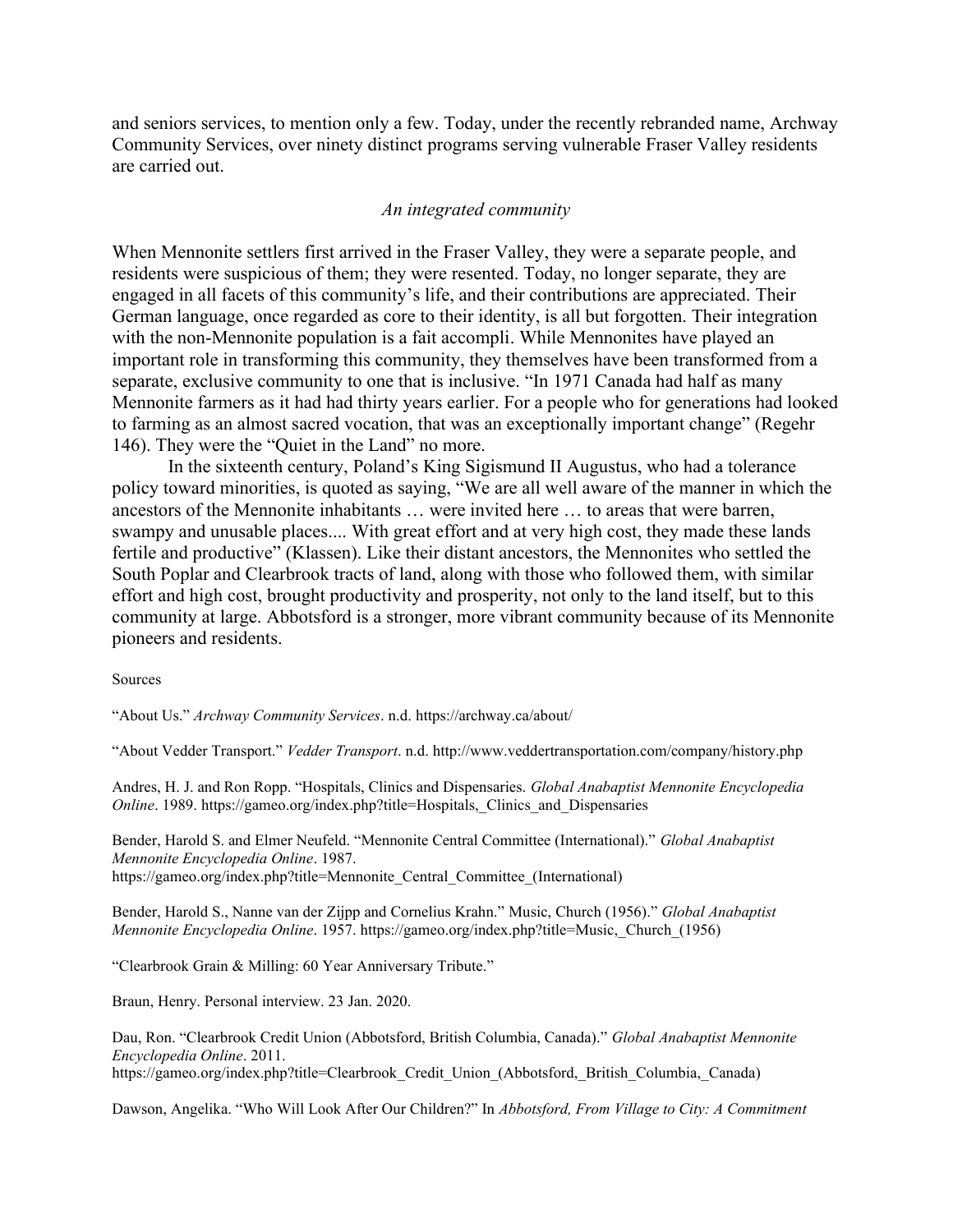and seniors services, to mention only a few. Today, under the recently rebranded name, Archway Community Services, over ninety distinct programs serving vulnerable Fraser Valley residents are carried out.

### *An integrated community*

When Mennonite settlers first arrived in the Fraser Valley, they were a separate people, and residents were suspicious of them; they were resented. Today, no longer separate, they are engaged in all facets of this community's life, and their contributions are appreciated. Their German language, once regarded as core to their identity, is all but forgotten. Their integration with the non-Mennonite population is a fait accompli. While Mennonites have played an important role in transforming this community, they themselves have been transformed from a separate, exclusive community to one that is inclusive. "In 1971 Canada had half as many Mennonite farmers as it had had thirty years earlier. For a people who for generations had looked to farming as an almost sacred vocation, that was an exceptionally important change" (Regehr 146). They were the "Quiet in the Land" no more.

In the sixteenth century, Poland's King Sigismund II Augustus, who had a tolerance policy toward minorities, is quoted as saying, "We are all well aware of the manner in which the ancestors of the Mennonite inhabitants … were invited here … to areas that were barren, swampy and unusable places.... With great effort and at very high cost, they made these lands fertile and productive" (Klassen). Like their distant ancestors, the Mennonites who settled the South Poplar and Clearbrook tracts of land, along with those who followed them, with similar effort and high cost, brought productivity and prosperity, not only to the land itself, but to this community at large. Abbotsford is a stronger, more vibrant community because of its Mennonite pioneers and residents.

Sources

"About Us." *Archway Community Services*. n.d. https://archway.ca/about/

"About Vedder Transport." *Vedder Transport*. n.d. http://www.veddertransportation.com/company/history.php

Andres, H. J. and Ron Ropp. "Hospitals, Clinics and Dispensaries. *Global Anabaptist Mennonite Encyclopedia Online*. 1989. https://gameo.org/index.php?title=Hospitals,_Clinics_and_Dispensaries

Bender, Harold S. and Elmer Neufeld. "Mennonite Central Committee (International)." *Global Anabaptist Mennonite Encyclopedia Online*. 1987. https://gameo.org/index.php?title=Mennonite_Central_Committee_(International)

Bender, Harold S., Nanne van der Zijpp and Cornelius Krahn." Music, Church (1956)." *Global Anabaptist Mennonite Encyclopedia Online*. 1957. https://gameo.org/index.php?title=Music,_Church_(1956)

"Clearbrook Grain & Milling: 60 Year Anniversary Tribute."

Braun, Henry. Personal interview. 23 Jan. 2020.

Dau, Ron. "Clearbrook Credit Union (Abbotsford, British Columbia, Canada)." *Global Anabaptist Mennonite Encyclopedia Online*. 2011. https://gameo.org/index.php?title=Clearbrook_Credit_Union_(Abbotsford,_British_Columbia,_Canada)

Dawson, Angelika. "Who Will Look After Our Children?" In *Abbotsford, From Village to City: A Commitment*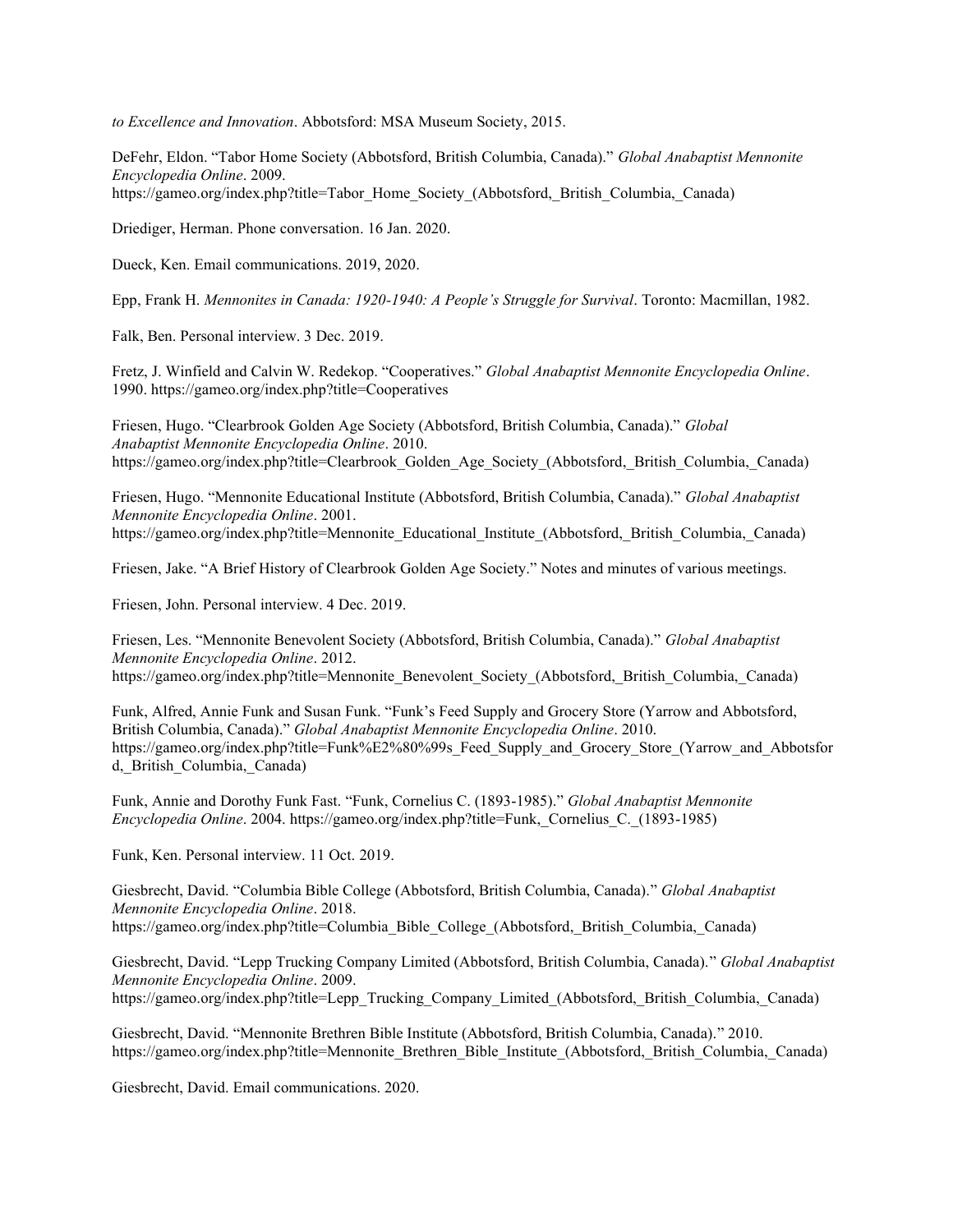*to Excellence and Innovation*. Abbotsford: MSA Museum Society, 2015.

DeFehr, Eldon. "Tabor Home Society (Abbotsford, British Columbia, Canada)." *Global Anabaptist Mennonite Encyclopedia Online*. 2009. https://gameo.org/index.php?title=Tabor_Home_Society_(Abbotsford,_British_Columbia,_Canada)

Driediger, Herman. Phone conversation. 16 Jan. 2020.

Dueck, Ken. Email communications. 2019, 2020.

Epp, Frank H. *Mennonites in Canada: 1920-1940: A People's Struggle for Survival*. Toronto: Macmillan, 1982.

Falk, Ben. Personal interview. 3 Dec. 2019.

Fretz, J. Winfield and Calvin W. Redekop. "Cooperatives." *Global Anabaptist Mennonite Encyclopedia Online*. 1990. https://gameo.org/index.php?title=Cooperatives

Friesen, Hugo. "Clearbrook Golden Age Society (Abbotsford, British Columbia, Canada)." *Global Anabaptist Mennonite Encyclopedia Online*. 2010. https://gameo.org/index.php?title=Clearbrook_Golden_Age_Society_(Abbotsford,_British_Columbia,_Canada)

Friesen, Hugo. "Mennonite Educational Institute (Abbotsford, British Columbia, Canada)." *Global Anabaptist Mennonite Encyclopedia Online*. 2001. https://gameo.org/index.php?title=Mennonite_Educational_Institute_(Abbotsford,_British_Columbia,_Canada)

Friesen, Jake. "A Brief History of Clearbrook Golden Age Society." Notes and minutes of various meetings.

Friesen, John. Personal interview. 4 Dec. 2019.

Friesen, Les. "Mennonite Benevolent Society (Abbotsford, British Columbia, Canada)." *Global Anabaptist Mennonite Encyclopedia Online*. 2012. https://gameo.org/index.php?title=Mennonite_Benevolent_Society_(Abbotsford,_British_Columbia,_Canada)

Funk, Alfred, Annie Funk and Susan Funk. "Funk's Feed Supply and Grocery Store (Yarrow and Abbotsford, British Columbia, Canada)." *Global Anabaptist Mennonite Encyclopedia Online*. 2010. https://gameo.org/index.php?title=Funk%E2%80%99s_Feed_Supply_and_Grocery_Store_(Yarrow_and_Abbotsford,_British_Columbia,_Canada)

Funk, Annie and Dorothy Funk Fast. "Funk, Cornelius C. (1893-1985)." *Global Anabaptist Mennonite Encyclopedia Online*. 2004. https://gameo.org/index.php?title=Funk,_Cornelius_C._(1893-1985)

Funk, Ken. Personal interview. 11 Oct. 2019.

Giesbrecht, David. "Columbia Bible College (Abbotsford, British Columbia, Canada)." *Global Anabaptist Mennonite Encyclopedia Online*. 2018. https://gameo.org/index.php?title=Columbia_Bible_College_(Abbotsford,_British_Columbia,_Canada)

Giesbrecht, David. "Lepp Trucking Company Limited (Abbotsford, British Columbia, Canada)." *Global Anabaptist Mennonite Encyclopedia Online*. 2009. https://gameo.org/index.php?title=Lepp_Trucking_Company_Limited_(Abbotsford,_British_Columbia,_Canada)

Giesbrecht, David. "Mennonite Brethren Bible Institute (Abbotsford, British Columbia, Canada)." 2010. https://gameo.org/index.php?title=Mennonite_Brethren_Bible_Institute_(Abbotsford,_British_Columbia,_Canada)

Giesbrecht, David. Email communications. 2020.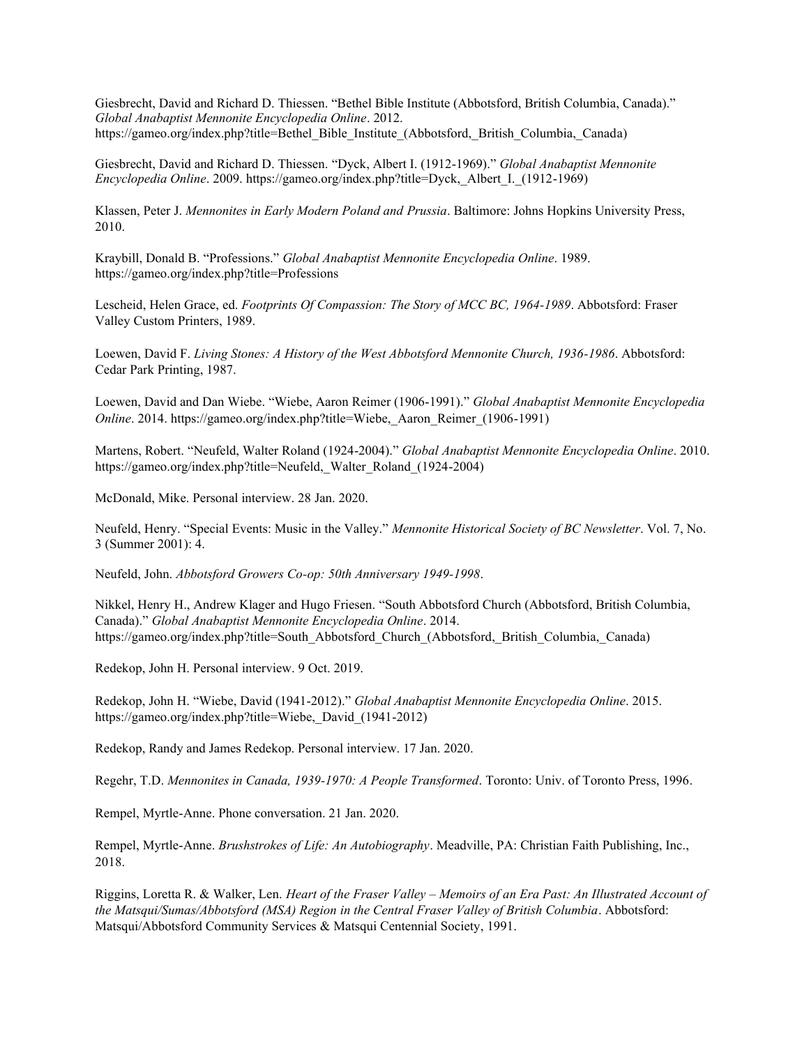Giesbrecht, David and Richard D. Thiessen. "Bethel Bible Institute (Abbotsford, British Columbia, Canada)." *Global Anabaptist Mennonite Encyclopedia Online*. 2012. https://gameo.org/index.php?title=Bethel_Bible_Institute_(Abbotsford,_British_Columbia,_Canada)

Giesbrecht, David and Richard D. Thiessen. "Dyck, Albert I. (1912-1969)." *Global Anabaptist Mennonite Encyclopedia Online*. 2009. https://gameo.org/index.php?title=Dyck,_Albert_I._(1912-1969)

Klassen, Peter J. *Mennonites in Early Modern Poland and Prussia*. Baltimore: Johns Hopkins University Press, 2010.

Kraybill, Donald B. "Professions." *Global Anabaptist Mennonite Encyclopedia Online*. 1989. https://gameo.org/index.php?title=Professions

Lescheid, Helen Grace, ed. *Footprints Of Compassion: The Story of MCC BC, 1964-1989*. Abbotsford: Fraser Valley Custom Printers, 1989.

Loewen, David F. *Living Stones: A History of the West Abbotsford Mennonite Church, 1936-1986*. Abbotsford: Cedar Park Printing, 1987.

Loewen, David and Dan Wiebe. "Wiebe, Aaron Reimer (1906-1991)." *Global Anabaptist Mennonite Encyclopedia Online*. 2014. https://gameo.org/index.php?title=Wiebe,_Aaron_Reimer_(1906-1991)

Martens, Robert. "Neufeld, Walter Roland (1924-2004)." *Global Anabaptist Mennonite Encyclopedia Online*. 2010. https://gameo.org/index.php?title=Neufeld,_Walter_Roland_(1924-2004)

McDonald, Mike. Personal interview. 28 Jan. 2020.

Neufeld, Henry. "Special Events: Music in the Valley." *Mennonite Historical Society of BC Newsletter*. Vol. 7, No. 3 (Summer 2001): 4.

Neufeld, John. *Abbotsford Growers Co-op: 50th Anniversary 1949-1998*.

Nikkel, Henry H., Andrew Klager and Hugo Friesen. "South Abbotsford Church (Abbotsford, British Columbia, Canada)." *Global Anabaptist Mennonite Encyclopedia Online*. 2014. https://gameo.org/index.php?title=South_Abbotsford_Church_(Abbotsford,_British_Columbia,_Canada)

Redekop, John H. Personal interview. 9 Oct. 2019.

Redekop, John H. "Wiebe, David (1941-2012)." *Global Anabaptist Mennonite Encyclopedia Online*. 2015. https://gameo.org/index.php?title=Wiebe,_David_(1941-2012)

Redekop, Randy and James Redekop. Personal interview. 17 Jan. 2020.

Regehr, T.D. *Mennonites in Canada, 1939-1970: A People Transformed*. Toronto: Univ. of Toronto Press, 1996.

Rempel, Myrtle-Anne. Phone conversation. 21 Jan. 2020.

Rempel, Myrtle-Anne. *Brushstrokes of Life: An Autobiography*. Meadville, PA: Christian Faith Publishing, Inc., 2018.

Riggins, Loretta R. & Walker, Len. *Heart of the Fraser Valley – Memoirs of an Era Past: An Illustrated Account of the Matsqui/Sumas/Abbotsford (MSA) Region in the Central Fraser Valley of British Columbia*. Abbotsford: Matsqui/Abbotsford Community Services & Matsqui Centennial Society, 1991.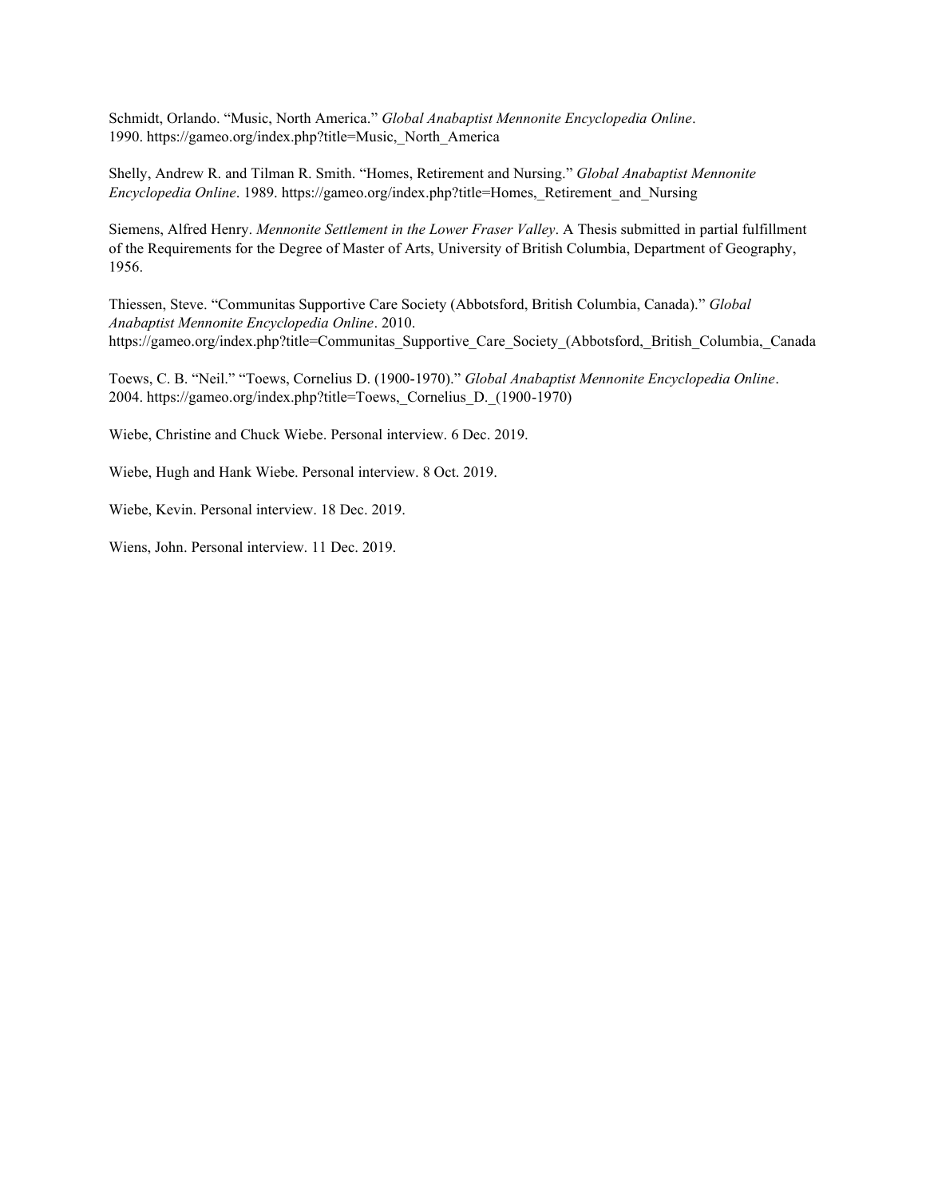Schmidt, Orlando. “Music, North America.” *Global Anabaptist Mennonite Encyclopedia Online*. 1990. https://gameo.org/index.php?title=Music,_North_America

Shelly, Andrew R. and Tilman R. Smith. “Homes, Retirement and Nursing.” *Global Anabaptist Mennonite Encyclopedia Online*. 1989. https://gameo.org/index.php?title=Homes,_Retirement_and_Nursing

Siemens, Alfred Henry. *Mennonite Settlement in the Lower Fraser Valley*. A Thesis submitted in partial fulfillment of the Requirements for the Degree of Master of Arts, University of British Columbia, Department of Geography, 1956.

Thiessen, Steve. “Communitas Supportive Care Society (Abbotsford, British Columbia, Canada).” *Global Anabaptist Mennonite Encyclopedia Online*. 2010. https://gameo.org/index.php?title=Communitas_Supportive_Care_Society_(Abbotsford,_British_Columbia,_Canada

Toews, C. B. “Neil.” “Toews, Cornelius D. (1900-1970).” *Global Anabaptist Mennonite Encyclopedia Online*. 2004. https://gameo.org/index.php?title=Toews,_Cornelius_D._(1900-1970)

Wiebe, Christine and Chuck Wiebe. Personal interview. 6 Dec. 2019.

Wiebe, Hugh and Hank Wiebe. Personal interview. 8 Oct. 2019.

Wiebe, Kevin. Personal interview. 18 Dec. 2019.

Wiens, John. Personal interview. 11 Dec. 2019.